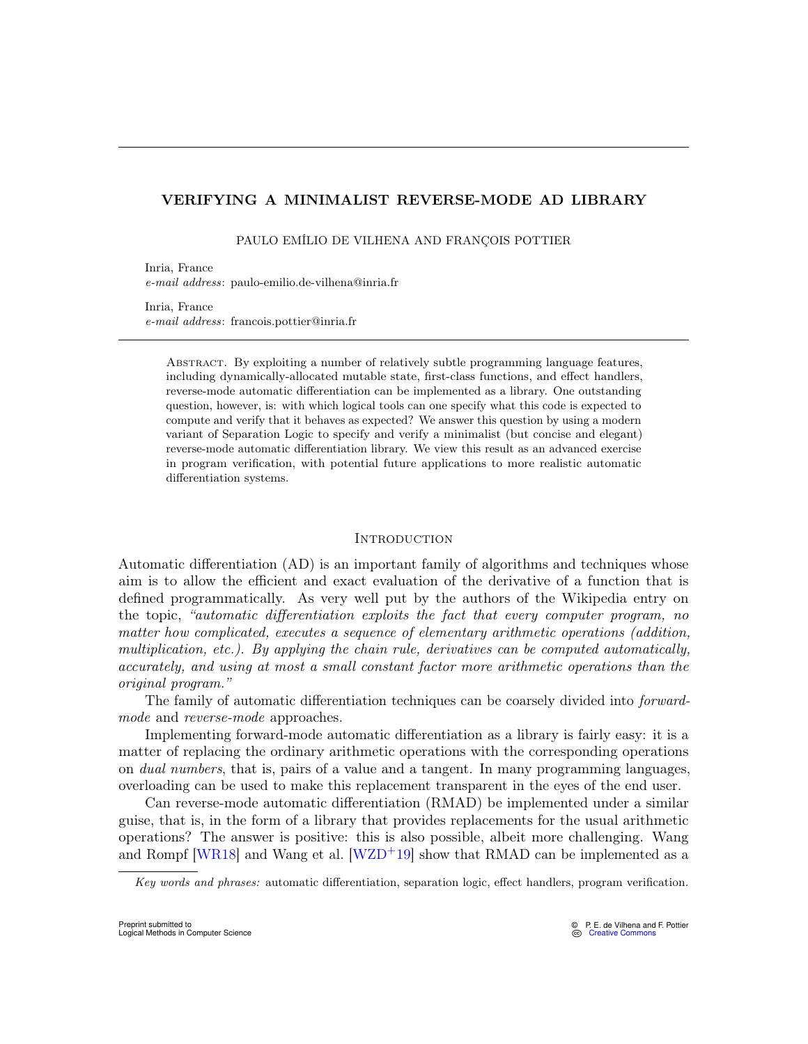# VERIFYING A MINIMALIST REVERSE-MODE AD LIBRARY

PAULO EMÍLIO DE VILHENA AND FRANÇOIS POTTIER

Inria, France
*e-mail address*: paulo-emilio.de-vilhena@inria.fr

Inria, France
*e-mail address*: francois.pottier@inria.fr

Abstract. By exploiting a number of relatively subtle programming language features, including dynamically-allocated mutable state, first-class functions, and effect handlers, reverse-mode automatic differentiation can be implemented as a library. One outstanding question, however, is: with which logical tools can one specify what this code is expected to compute and verify that it behaves as expected? We answer this question by using a modern variant of Separation Logic to specify and verify a minimalist (but concise and elegant) reverse-mode automatic differentiation library. We view this result as an advanced exercise in program verification, with potential future applications to more realistic automatic differentiation systems.

## Introduction

Automatic differentiation (AD) is an important family of algorithms and techniques whose aim is to allow the efficient and exact evaluation of the derivative of a function that is defined programmatically. As very well put by the authors of the Wikipedia entry on the topic, *"automatic differentiation exploits the fact that every computer program, no matter how complicated, executes a sequence of elementary arithmetic operations (addition, multiplication, etc.). By applying the chain rule, derivatives can be computed automatically, accurately, and using at most a small constant factor more arithmetic operations than the original program."*

The family of automatic differentiation techniques can be coarsely divided into *forward-mode* and *reverse-mode* approaches.

Implementing forward-mode automatic differentiation as a library is fairly easy: it is a matter of replacing the ordinary arithmetic operations with the corresponding operations on *dual numbers*, that is, pairs of a value and a tangent. In many programming languages, overloading can be used to make this replacement transparent in the eyes of the end user.

Can reverse-mode automatic differentiation (RMAD) be implemented under a similar guise, that is, in the form of a library that provides replacements for the usual arithmetic operations? The answer is positive: this is also possible, albeit more challenging. Wang and Rompf [WR18] and Wang et al. [WZD+19] show that RMAD can be implemented as a

*Key words and phrases:* automatic differentiation, separation logic, effect handlers, program verification.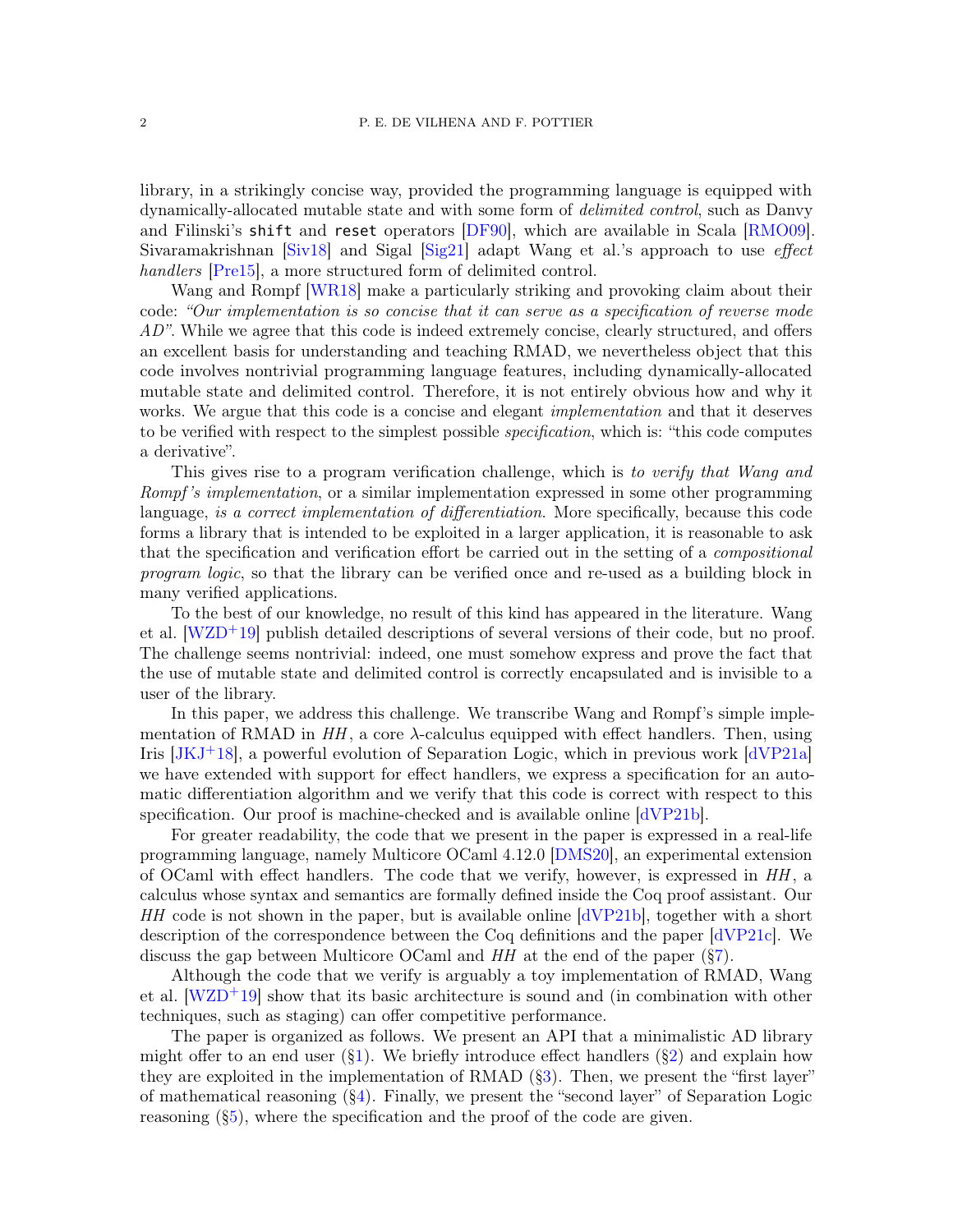library, in a strikingly concise way, provided the programming language is equipped with dynamically-allocated mutable state and with some form of *delimited control*, such as Danvy and Filinski's `shift` and `reset` operators [DF90], which are available in Scala [RMO09]. Sivaramakrishnan [Siv18] and Sigal [Sig21] adapt Wang et al.'s approach to use *effect handlers* [Pre15], a more structured form of delimited control.

Wang and Rompf [WR18] make a particularly striking and provoking claim about their code: *"Our implementation is so concise that it can serve as a specification of reverse mode AD"*. While we agree that this code is indeed extremely concise, clearly structured, and offers an excellent basis for understanding and teaching RMAD, we nevertheless object that this code involves nontrivial programming language features, including dynamically-allocated mutable state and delimited control. Therefore, it is not entirely obvious how and why it works. We argue that this code is a concise and elegant *implementation* and that it deserves to be verified with respect to the simplest possible *specification*, which is: "this code computes a derivative".

This gives rise to a program verification challenge, which is *to verify that Wang and Rompf's implementation*, or a similar implementation expressed in some other programming language, *is a correct implementation of differentiation*. More specifically, because this code forms a library that is intended to be exploited in a larger application, it is reasonable to ask that the specification and verification effort be carried out in the setting of a *compositional program logic*, so that the library can be verified once and re-used as a building block in many verified applications.

To the best of our knowledge, no result of this kind has appeared in the literature. Wang et al. [WZD+19] publish detailed descriptions of several versions of their code, but no proof. The challenge seems nontrivial: indeed, one must somehow express and prove the fact that the use of mutable state and delimited control is correctly encapsulated and is invisible to a user of the library.

In this paper, we address this challenge. We transcribe Wang and Rompf's simple implementation of RMAD in *HH*, a core $\lambda$-calculus equipped with effect handlers. Then, using Iris [JKJ+18], a powerful evolution of Separation Logic, which in previous work [dVP21a] we have extended with support for effect handlers, we express a specification for an automatic differentiation algorithm and we verify that this code is correct with respect to this specification. Our proof is machine-checked and is available online [dVP21b].

For greater readability, the code that we present in the paper is expressed in a real-life programming language, namely Multicore OCaml 4.12.0 [DMS20], an experimental extension of OCaml with effect handlers. The code that we verify, however, is expressed in *HH*, a calculus whose syntax and semantics are formally defined inside the Coq proof assistant. Our *HH* code is not shown in the paper, but is available online [dVP21b], together with a short description of the correspondence between the Coq definitions and the paper [dVP21c]. We discuss the gap between Multicore OCaml and *HH* at the end of the paper (§7).

Although the code that we verify is arguably a toy implementation of RMAD, Wang et al. [WZD+19] show that its basic architecture is sound and (in combination with other techniques, such as staging) can offer competitive performance.

The paper is organized as follows. We present an API that a minimalistic AD library might offer to an end user (§1). We briefly introduce effect handlers (§2) and explain how they are exploited in the implementation of RMAD (§3). Then, we present the "first layer" of mathematical reasoning (§4). Finally, we present the "second layer" of Separation Logic reasoning (§5), where the specification and the proof of the code are given.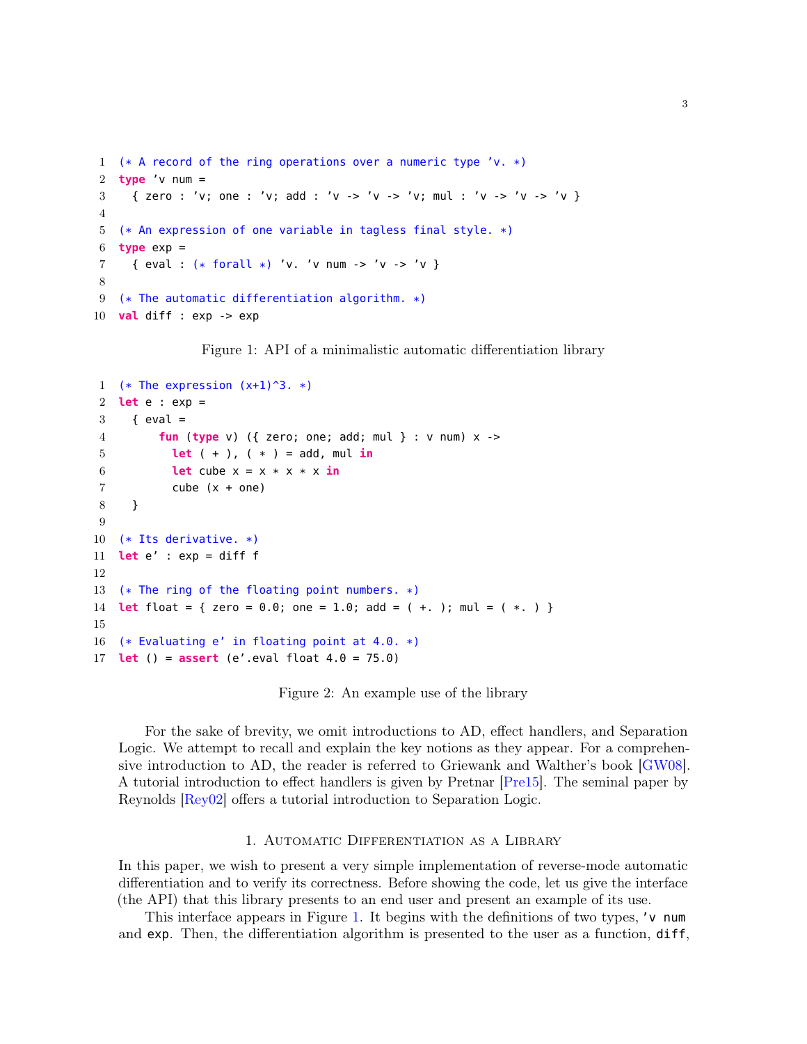```ocaml
(* A record of the ring operations over a numeric type 'v. *)
type 'v num =
  { zero : 'v; one : 'v; add : 'v -> 'v -> 'v; mul : 'v -> 'v -> 'v }

(* An expression of one variable in tagless final style. *)
type exp =
  { eval : (* forall *) 'v. 'v num -> 'v -> 'v }

(* The automatic differentiation algorithm. *)
val diff : exp -> exp
```

Figure 1: API of a minimalistic automatic differentiation library

```ocaml
(* The expression (x+1)^3. *)
let e : exp =
  { eval =
      fun (type v) ({ zero; one; add; mul } : v num) x ->
        let ( + ), ( * ) = add, mul in
        let cube x = x * x * x in
        cube (x + one)
  }

(* Its derivative. *)
let e' : exp = diff f

(* The ring of the floating point numbers. *)
let float = { zero = 0.0; one = 1.0; add = ( +. ); mul = ( *. ) }

(* Evaluating e' in floating point at 4.0. *)
let () = assert (e'.eval float 4.0 = 75.0)
```

Figure 2: An example use of the library

For the sake of brevity, we omit introductions to AD, effect handlers, and Separation Logic. We attempt to recall and explain the key notions as they appear. For a comprehensive introduction to AD, the reader is referred to Griewank and Walther's book [GW08]. A tutorial introduction to effect handlers is given by Pretnar [Pre15]. The seminal paper by Reynolds [Rey02] offers a tutorial introduction to Separation Logic.

## 1. Automatic Differentiation as a Library

In this paper, we wish to present a very simple implementation of reverse-mode automatic differentiation and to verify its correctness. Before showing the code, let us give the interface (the API) that this library presents to an end user and present an example of its use.

This interface appears in Figure 1. It begins with the definitions of two types, `'v num` and `exp`. Then, the differentiation algorithm is presented to the user as a function, `diff`,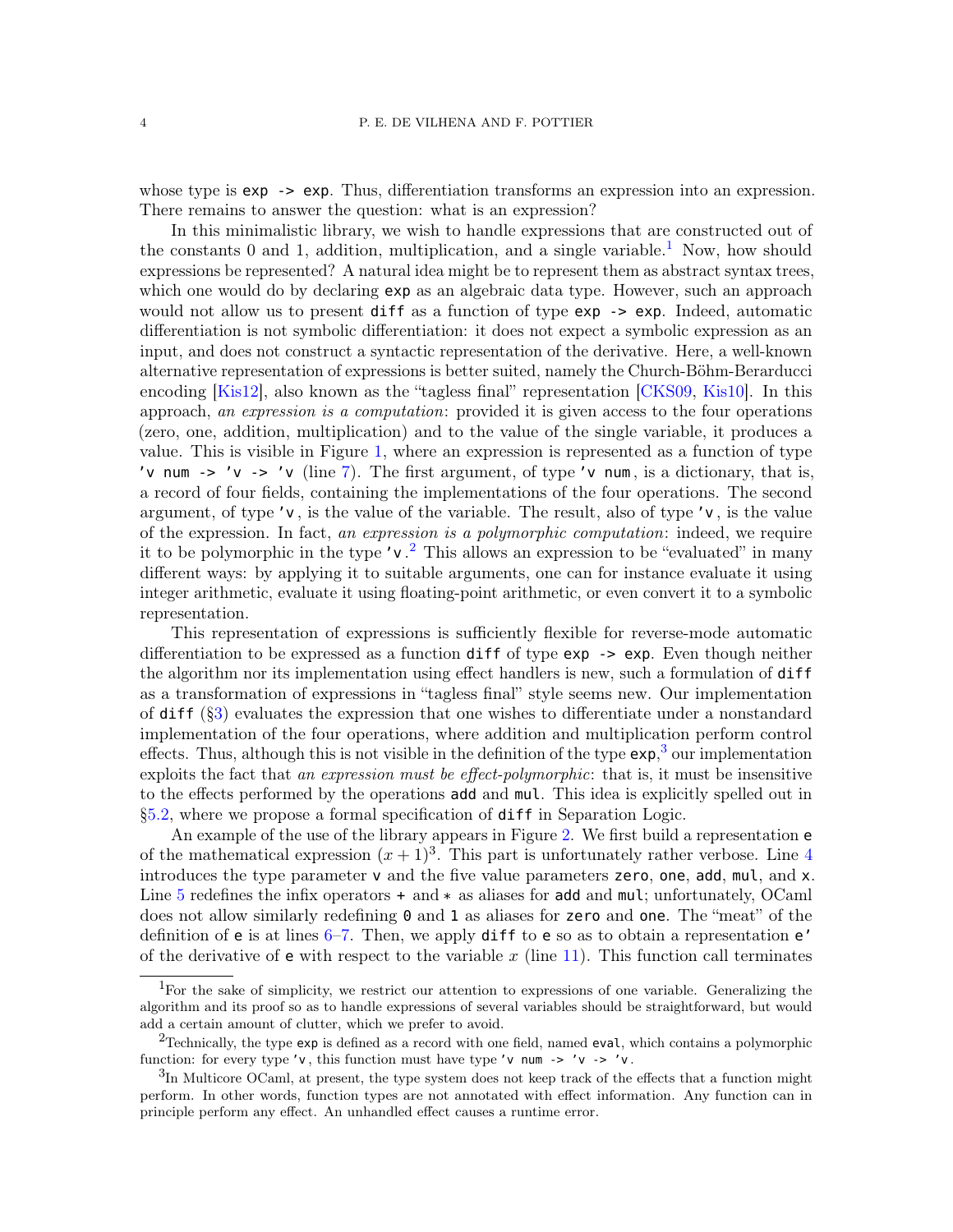whose type is `exp -> exp`. Thus, differentiation transforms an expression into an expression. There remains to answer the question: what is an expression?

In this minimalistic library, we wish to handle expressions that are constructed out of the constants 0 and 1, addition, multiplication, and a single variable.[1] Now, how should expressions be represented? A natural idea might be to represent them as abstract syntax trees, which one would do by declaring `exp` as an algebraic data type. However, such an approach would not allow us to present `diff` as a function of type `exp -> exp`. Indeed, automatic differentiation is not symbolic differentiation: it does not expect a symbolic expression as an input, and does not construct a syntactic representation of the derivative. Here, a well-known alternative representation of expressions is better suited, namely the Church-Böhm-Berarducci encoding [Kis12], also known as the "tagless final" representation [CKS09, Kis10]. In this approach, *an expression is a computation*: provided it is given access to the four operations (zero, one, addition, multiplication) and to the value of the single variable, it produces a value. This is visible in Figure 1, where an expression is represented as a function of type `'v num -> 'v -> 'v` (line 7). The first argument, of type `'v num`, is a dictionary, that is, a record of four fields, containing the implementations of the four operations. The second argument, of type `'v`, is the value of the variable. The result, also of type `'v`, is the value of the expression. In fact, *an expression is a polymorphic computation*: indeed, we require it to be polymorphic in the type `'v`.[2] This allows an expression to be "evaluated" in many different ways: by applying it to suitable arguments, one can for instance evaluate it using integer arithmetic, evaluate it using floating-point arithmetic, or even convert it to a symbolic representation.

This representation of expressions is sufficiently flexible for reverse-mode automatic differentiation to be expressed as a function `diff` of type `exp -> exp`. Even though neither the algorithm nor its implementation using effect handlers is new, such a formulation of `diff` as a transformation of expressions in "tagless final" style seems new. Our implementation of `diff` (§3) evaluates the expression that one wishes to differentiate under a nonstandard implementation of the four operations, where addition and multiplication perform control effects. Thus, although this is not visible in the definition of the type `exp`,[3] our implementation exploits the fact that *an expression must be effect-polymorphic*: that is, it must be insensitive to the effects performed by the operations `add` and `mul`. This idea is explicitly spelled out in §5.2, where we propose a formal specification of `diff` in Separation Logic.

An example of the use of the library appears in Figure 2. We first build a representation `e` of the mathematical expression $(x + 1)^3$. This part is unfortunately rather verbose. Line 4 introduces the type parameter `v` and the five value parameters `zero`, `one`, `add`, `mul`, and `x`. Line 5 redefines the infix operators `+` and `*` as aliases for `add` and `mul`; unfortunately, OCaml does not allow similarly redefining `0` and `1` as aliases for `zero` and `one`. The "meat" of the definition of `e` is at lines 6–7. Then, we apply `diff` to `e` so as to obtain a representation `e'` of the derivative of `e` with respect to the variable $x$ (line 11). This function call terminates

---

[1] For the sake of simplicity, we restrict our attention to expressions of one variable. Generalizing the algorithm and its proof so as to handle expressions of several variables should be straightforward, but would add a certain amount of clutter, which we prefer to avoid.

[2] Technically, the type `exp` is defined as a record with one field, named `eval`, which contains a polymorphic function: for every type `'v`, this function must have type `'v num -> 'v -> 'v`.

[3] In Multicore OCaml, at present, the type system does not keep track of the effects that a function might perform. In other words, function types are not annotated with effect information. Any function can in principle perform any effect. An unhandled effect causes a runtime error.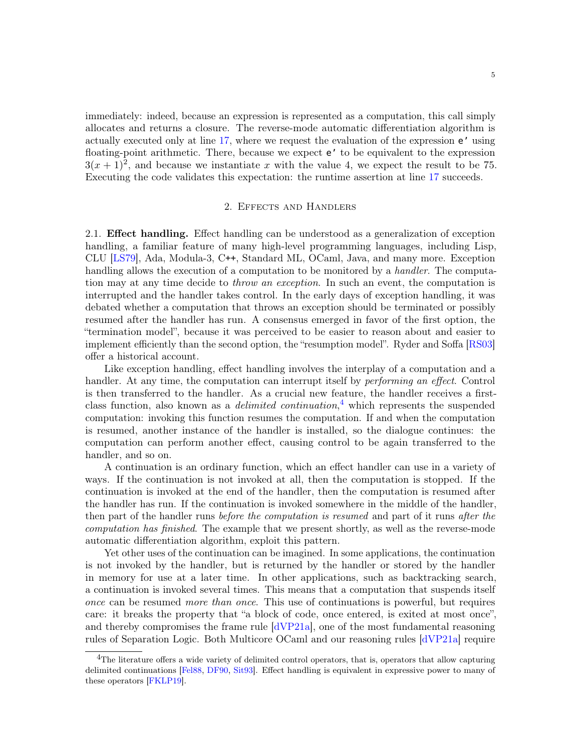immediately: indeed, because an expression is represented as a computation, this call simply allocates and returns a closure. The reverse-mode automatic differentiation algorithm is actually executed only at line 17, where we request the evaluation of the expression `e'` using floating-point arithmetic. There, because we expect `e'` to be equivalent to the expression $3(x+1)^2$, and because we instantiate $x$ with the value 4, we expect the result to be 75. Executing the code validates this expectation: the runtime assertion at line 17 succeeds.

## 2. Effects and Handlers

2.1. **Effect handling.** Effect handling can be understood as a generalization of exception handling, a familiar feature of many high-level programming languages, including Lisp, CLU [LS79], Ada, Modula-3, C++, Standard ML, OCaml, Java, and many more. Exception handling allows the execution of a computation to be monitored by a *handler*. The computation may at any time decide to *throw an exception*. In such an event, the computation is interrupted and the handler takes control. In the early days of exception handling, it was debated whether a computation that throws an exception should be terminated or possibly resumed after the handler has run. A consensus emerged in favor of the first option, the "termination model", because it was perceived to be easier to reason about and easier to implement efficiently than the second option, the "resumption model". Ryder and Soffa [RS03] offer a historical account.

Like exception handling, effect handling involves the interplay of a computation and a handler. At any time, the computation can interrupt itself by *performing an effect*. Control is then transferred to the handler. As a crucial new feature, the handler receives a first-class function, also known as a *delimited continuation*,[4] which represents the suspended computation: invoking this function resumes the computation. If and when the computation is resumed, another instance of the handler is installed, so the dialogue continues: the computation can perform another effect, causing control to be again transferred to the handler, and so on.

A continuation is an ordinary function, which an effect handler can use in a variety of ways. If the continuation is not invoked at all, then the computation is stopped. If the continuation is invoked at the end of the handler, then the computation is resumed after the handler has run. If the continuation is invoked somewhere in the middle of the handler, then part of the handler runs *before the computation is resumed* and part of it runs *after the computation has finished*. The example that we present shortly, as well as the reverse-mode automatic differentiation algorithm, exploit this pattern.

Yet other uses of the continuation can be imagined. In some applications, the continuation is not invoked by the handler, but is returned by the handler or stored by the handler in memory for use at a later time. In other applications, such as backtracking search, a continuation is invoked several times. This means that a computation that suspends itself *once* can be resumed *more than once*. This use of continuations is powerful, but requires care: it breaks the property that "a block of code, once entered, is exited at most once", and thereby compromises the frame rule [dVP21a], one of the most fundamental reasoning rules of Separation Logic. Both Multicore OCaml and our reasoning rules [dVP21a] require

[4] The literature offers a wide variety of delimited control operators, that is, operators that allow capturing delimited continuations [Fel88, DF90, Sit93]. Effect handling is equivalent in expressive power to many of these operators [FKLP19].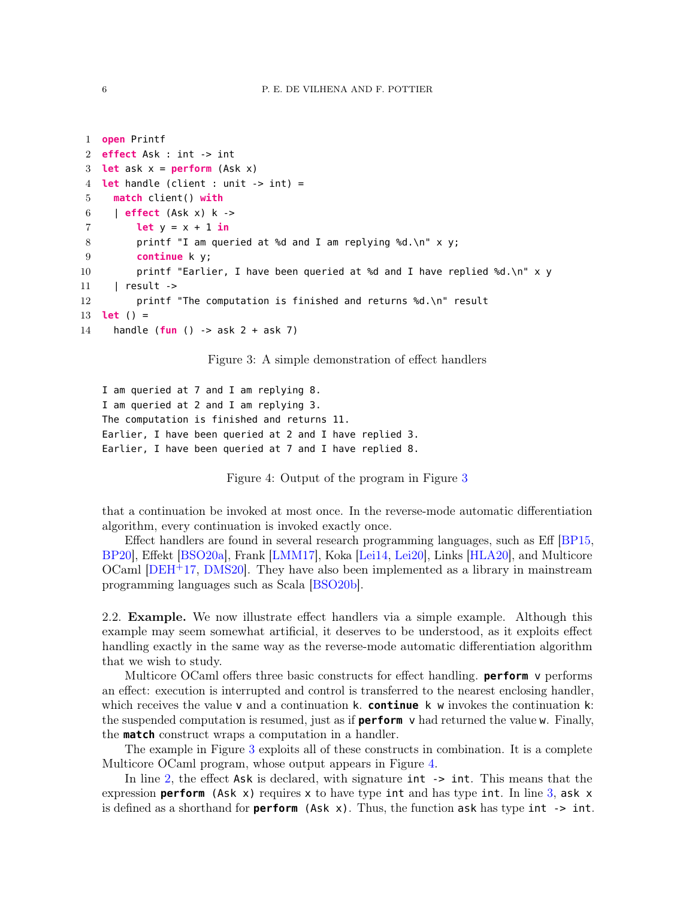```
open Printf
effect Ask : int -> int
let ask x = perform (Ask x)
let handle (client : unit -> int) =
  match client() with
  | effect (Ask x) k ->
      let y = x + 1 in
      printf "I am queried at %d and I am replying %d.\n" x y;
      continue k y;
      printf "Earlier, I have been queried at %d and I have replied %d.\n" x y
  | result ->
      printf "The computation is finished and returns %d.\n" result
let () =
  handle (fun () -> ask 2 + ask 7)
```

Figure 3: A simple demonstration of effect handlers

```
I am queried at 7 and I am replying 8.
I am queried at 2 and I am replying 3.
The computation is finished and returns 11.
Earlier, I have been queried at 2 and I have replied 3.
Earlier, I have been queried at 7 and I have replied 8.
```

Figure 4: Output of the program in Figure 3

that a continuation be invoked at most once. In the reverse-mode automatic differentiation algorithm, every continuation is invoked exactly once.

Effect handlers are found in several research programming languages, such as Eff [BP15, BP20], Effekt [BSO20a], Frank [LMM17], Koka [Lei14, Lei20], Links [HLA20], and Multicore OCaml [DEH+17, DMS20]. They have also been implemented as a library in mainstream programming languages such as Scala [BSO20b].

2.2. **Example.** We now illustrate effect handlers via a simple example. Although this example may seem somewhat artificial, it deserves to be understood, as it exploits effect handling exactly in the same way as the reverse-mode automatic differentiation algorithm that we wish to study.

Multicore OCaml offers three basic constructs for effect handling. **perform** v performs an effect: execution is interrupted and control is transferred to the nearest enclosing handler, which receives the value v and a continuation k. **continue** k w invokes the continuation k: the suspended computation is resumed, just as if **perform** v had returned the value w. Finally, the **match** construct wraps a computation in a handler.

The example in Figure 3 exploits all of these constructs in combination. It is a complete Multicore OCaml program, whose output appears in Figure 4.

In line 2, the effect Ask is declared, with signature int -> int. This means that the expression **perform** (Ask x) requires x to have type int and has type int. In line 3, ask x is defined as a shorthand for **perform** (Ask x). Thus, the function ask has type int -> int.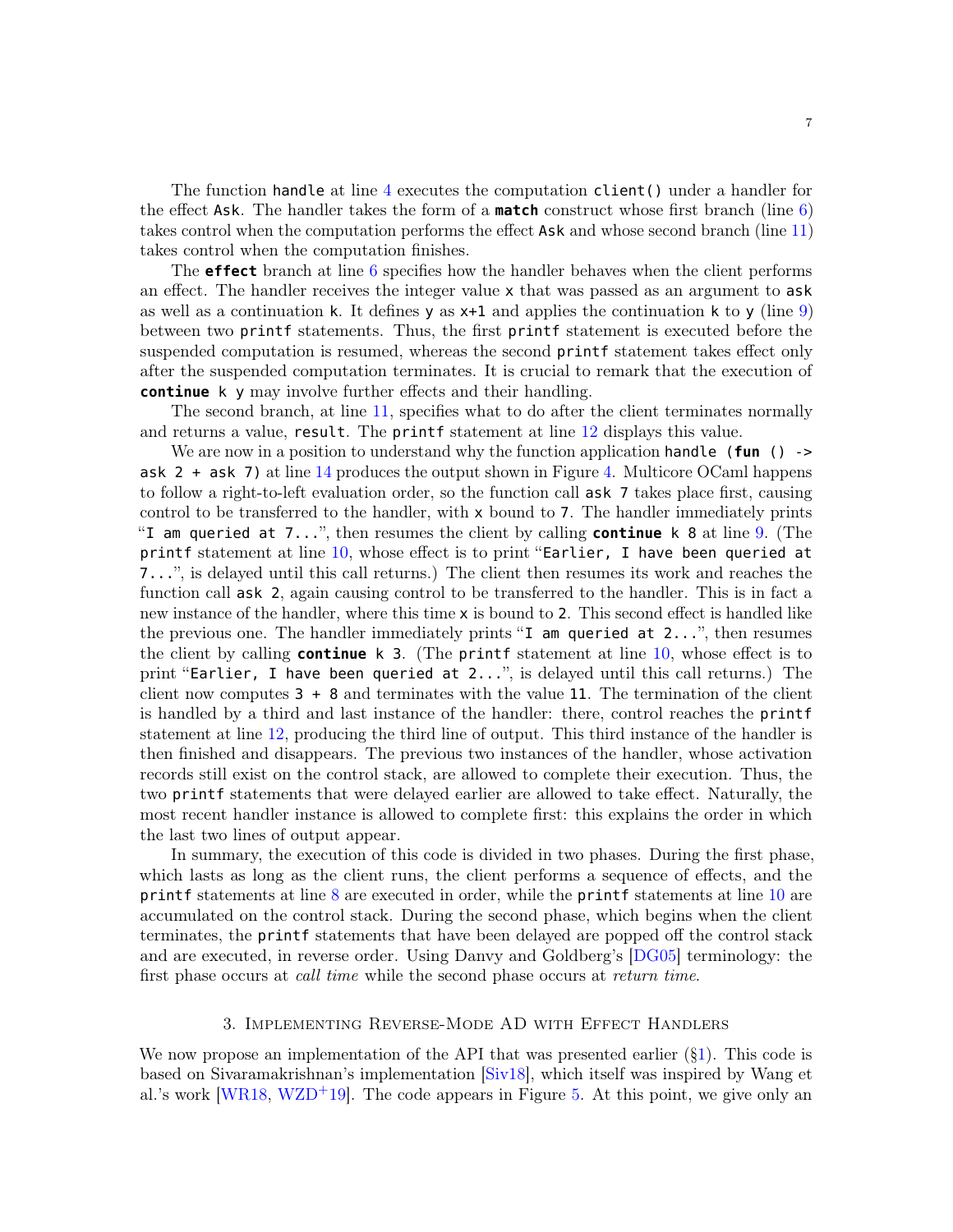The function `handle` at line 4 executes the computation `client()` under a handler for the effect `Ask`. The handler takes the form of a **`match`** construct whose first branch (line 6) takes control when the computation performs the effect `Ask` and whose second branch (line 11) takes control when the computation finishes.

The **`effect`** branch at line 6 specifies how the handler behaves when the client performs an effect. The handler receives the integer value `x` that was passed as an argument to `ask` as well as a continuation `k`. It defines `y` as `x+1` and applies the continuation `k` to `y` (line 9) between two `printf` statements. Thus, the first `printf` statement is executed before the suspended computation is resumed, whereas the second `printf` statement takes effect only after the suspended computation terminates. It is crucial to remark that the execution of **`continue`** `k y` may involve further effects and their handling.

The second branch, at line 11, specifies what to do after the client terminates normally and returns a value, `result`. The `printf` statement at line 12 displays this value.

We are now in a position to understand why the function application `handle (fun () -> ask 2 + ask 7)` at line 14 produces the output shown in Figure 4. Multicore OCaml happens to follow a right-to-left evaluation order, so the function call `ask 7` takes place first, causing control to be transferred to the handler, with `x` bound to `7`. The handler immediately prints "`I am queried at 7...`", then resumes the client by calling **`continue`** `k 8` at line 9. (The `printf` statement at line 10, whose effect is to print "`Earlier, I have been queried at 7...`", is delayed until this call returns.) The client then resumes its work and reaches the function call `ask 2`, again causing control to be transferred to the handler. This is in fact a new instance of the handler, where this time `x` is bound to `2`. This second effect is handled like the previous one. The handler immediately prints "`I am queried at 2...`", then resumes the client by calling **`continue`** `k 3`. (The `printf` statement at line 10, whose effect is to print "`Earlier, I have been queried at 2...`", is delayed until this call returns.) The client now computes `3 + 8` and terminates with the value `11`. The termination of the client is handled by a third and last instance of the handler: there, control reaches the `printf` statement at line 12, producing the third line of output. This third instance of the handler is then finished and disappears. The previous two instances of the handler, whose activation records still exist on the control stack, are allowed to complete their execution. Thus, the two `printf` statements that were delayed earlier are allowed to take effect. Naturally, the most recent handler instance is allowed to complete first: this explains the order in which the last two lines of output appear.

In summary, the execution of this code is divided in two phases. During the first phase, which lasts as long as the client runs, the client performs a sequence of effects, and the `printf` statements at line 8 are executed in order, while the `printf` statements at line 10 are accumulated on the control stack. During the second phase, which begins when the client terminates, the `printf` statements that have been delayed are popped off the control stack and are executed, in reverse order. Using Danvy and Goldberg's [DG05] terminology: the first phase occurs at *call time* while the second phase occurs at *return time*.

## 3. Implementing Reverse-Mode AD with Effect Handlers

We now propose an implementation of the API that was presented earlier (§1). This code is based on Sivaramakrishnan's implementation [Siv18], which itself was inspired by Wang et al.'s work [WR18, WZD+19]. The code appears in Figure 5. At this point, we give only an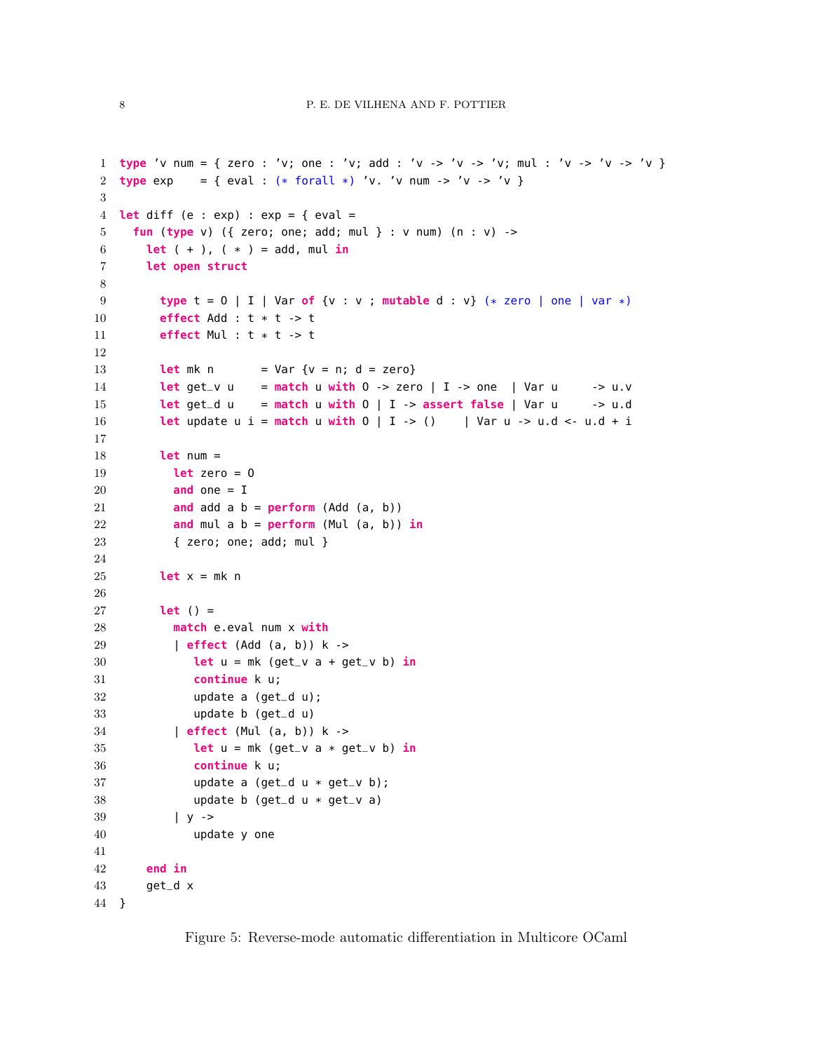```ocaml
type 'v num = { zero : 'v; one : 'v; add : 'v -> 'v -> 'v; mul : 'v -> 'v -> 'v }
type exp    = { eval : (* forall *) 'v. 'v num -> 'v -> 'v }

let diff (e : exp) : exp = { eval =
  fun (type v) ({ zero; one; add; mul } : v num) (n : v) ->
    let ( + ), ( * ) = add, mul in
    let open struct

      type t = O | I | Var of {v : v ; mutable d : v} (* zero | one | var *)
      effect Add : t * t -> t
      effect Mul : t * t -> t

      let mk n       = Var {v = n; d = zero}
      let get_v u    = match u with O -> zero | I -> one  | Var u     -> u.v
      let get_d u    = match u with O | I -> assert false | Var u     -> u.d
      let update u i = match u with O | I -> ()    | Var u -> u.d <- u.d + i

      let num =
        let zero = O
        and one = I
        and add a b = perform (Add (a, b))
        and mul a b = perform (Mul (a, b)) in
        { zero; one; add; mul }

      let x = mk n

      let () =
        match e.eval num x with
        | effect (Add (a, b)) k ->
           let u = mk (get_v a + get_v b) in
           continue k u;
           update a (get_d u);
           update b (get_d u)
        | effect (Mul (a, b)) k ->
           let u = mk (get_v a * get_v b) in
           continue k u;
           update a (get_d u * get_v b);
           update b (get_d u * get_v a)
        | y ->
           update y one

    end in
    get_d x
}
```

Figure 5: Reverse-mode automatic differentiation in Multicore OCaml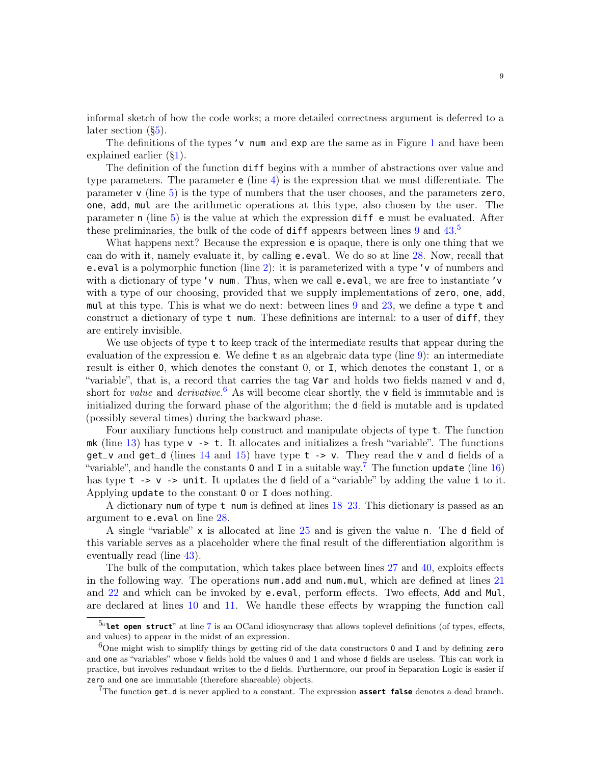informal sketch of how the code works; a more detailed correctness argument is deferred to a later section (§5).

The definitions of the types `'v num` and `exp` are the same as in Figure 1 and have been explained earlier (§1).

The definition of the function `diff` begins with a number of abstractions over value and type parameters. The parameter `e` (line 4) is the expression that we must differentiate. The parameter `v` (line 5) is the type of numbers that the user chooses, and the parameters `zero`, `one`, `add`, `mul` are the arithmetic operations at this type, also chosen by the user. The parameter `n` (line 5) is the value at which the expression `diff e` must be evaluated. After these preliminaries, the bulk of the code of `diff` appears between lines 9 and 43.[5]

What happens next? Because the expression `e` is opaque, there is only one thing that we can do with it, namely evaluate it, by calling `e.eval`. We do so at line 28. Now, recall that `e.eval` is a polymorphic function (line 2): it is parameterized with a type `'v` of numbers and with a dictionary of type `'v num`. Thus, when we call `e.eval`, we are free to instantiate `'v` with a type of our choosing, provided that we supply implementations of `zero`, `one`, `add`, `mul` at this type. This is what we do next: between lines 9 and 23, we define a type `t` and construct a dictionary of type `t num`. These definitions are internal: to a user of `diff`, they are entirely invisible.

We use objects of type `t` to keep track of the intermediate results that appear during the evaluation of the expression `e`. We define `t` as an algebraic data type (line 9): an intermediate result is either `O`, which denotes the constant 0, or `I`, which denotes the constant 1, or a "variable", that is, a record that carries the tag `Var` and holds two fields named `v` and `d`, short for *value* and *derivative*.[6] As will become clear shortly, the `v` field is immutable and is initialized during the forward phase of the algorithm; the `d` field is mutable and is updated (possibly several times) during the backward phase.

Four auxiliary functions help construct and manipulate objects of type `t`. The function `mk` (line 13) has type `v -> t`. It allocates and initializes a fresh "variable". The functions `get_v` and `get_d` (lines 14 and 15) have type `t -> v`. They read the `v` and `d` fields of a "variable", and handle the constants `O` and `I` in a suitable way.[7] The function `update` (line 16) has type `t -> v -> unit`. It updates the `d` field of a "variable" by adding the value `i` to it. Applying `update` to the constant `O` or `I` does nothing.

A dictionary `num` of type `t num` is defined at lines 18–23. This dictionary is passed as an argument to `e.eval` on line 28.

A single "variable" `x` is allocated at line 25 and is given the value `n`. The `d` field of this variable serves as a placeholder where the final result of the differentiation algorithm is eventually read (line 43).

The bulk of the computation, which takes place between lines 27 and 40, exploits effects in the following way. The operations `num.add` and `num.mul`, which are defined at lines 21 and 22 and which can be invoked by `e.eval`, perform effects. Two effects, `Add` and `Mul`, are declared at lines 10 and 11. We handle these effects by wrapping the function call

---

[5] "**`let open struct`**" at line 7 is an OCaml idiosyncrasy that allows toplevel definitions (of types, effects, and values) to appear in the midst of an expression.

[6] One might wish to simplify things by getting rid of the data constructors `O` and `I` and by defining `zero` and `one` as "variables" whose `v` fields hold the values 0 and 1 and whose `d` fields are useless. This can work in practice, but involves redundant writes to the `d` fields. Furthermore, our proof in Separation Logic is easier if `zero` and `one` are immutable (therefore shareable) objects.

[7] The function `get_d` is never applied to a constant. The expression **`assert false`** denotes a dead branch.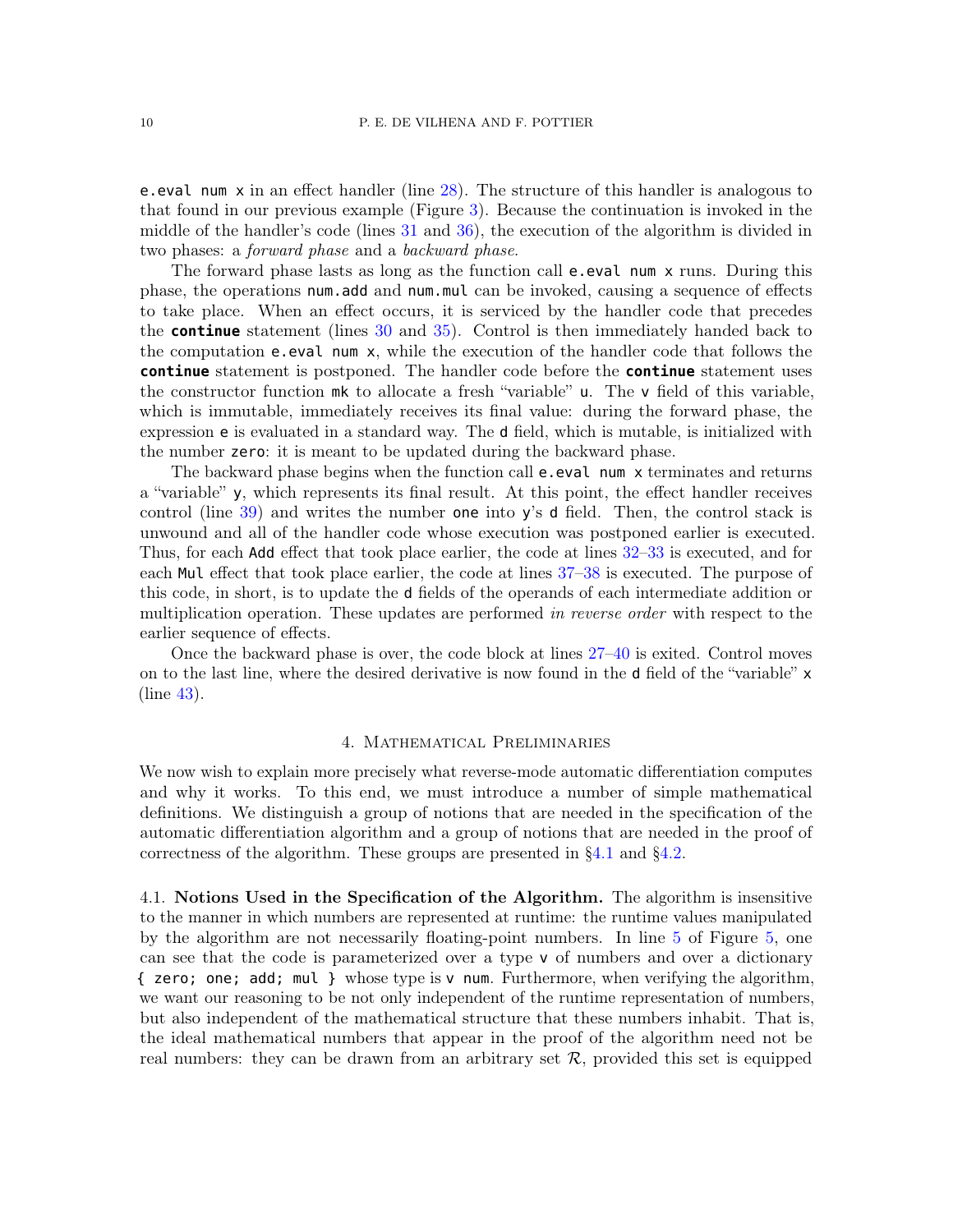`e.eval num x` in an effect handler (line 28). The structure of this handler is analogous to that found in our previous example (Figure 3). Because the continuation is invoked in the middle of the handler's code (lines 31 and 36), the execution of the algorithm is divided in two phases: a *forward phase* and a *backward phase*.

The forward phase lasts as long as the function call `e.eval num x` runs. During this phase, the operations `num.add` and `num.mul` can be invoked, causing a sequence of effects to take place. When an effect occurs, it is serviced by the handler code that precedes the **`continue`** statement (lines 30 and 35). Control is then immediately handed back to the computation `e.eval num x`, while the execution of the handler code that follows the **`continue`** statement is postponed. The handler code before the **`continue`** statement uses the constructor function `mk` to allocate a fresh "variable" `u`. The `v` field of this variable, which is immutable, immediately receives its final value: during the forward phase, the expression `e` is evaluated in a standard way. The `d` field, which is mutable, is initialized with the number `zero`: it is meant to be updated during the backward phase.

The backward phase begins when the function call `e.eval num x` terminates and returns a "variable" `y`, which represents its final result. At this point, the effect handler receives control (line 39) and writes the number `one` into `y`'s `d` field. Then, the control stack is unwound and all of the handler code whose execution was postponed earlier is executed. Thus, for each `Add` effect that took place earlier, the code at lines 32–33 is executed, and for each `Mul` effect that took place earlier, the code at lines 37–38 is executed. The purpose of this code, in short, is to update the `d` fields of the operands of each intermediate addition or multiplication operation. These updates are performed *in reverse order* with respect to the earlier sequence of effects.

Once the backward phase is over, the code block at lines 27–40 is exited. Control moves on to the last line, where the desired derivative is now found in the `d` field of the "variable" `x` (line 43).

## 4. Mathematical Preliminaries

We now wish to explain more precisely what reverse-mode automatic differentiation computes and why it works. To this end, we must introduce a number of simple mathematical definitions. We distinguish a group of notions that are needed in the specification of the automatic differentiation algorithm and a group of notions that are needed in the proof of correctness of the algorithm. These groups are presented in §4.1 and §4.2.

4.1. **Notions Used in the Specification of the Algorithm.** The algorithm is insensitive to the manner in which numbers are represented at runtime: the runtime values manipulated by the algorithm are not necessarily floating-point numbers. In line 5 of Figure 5, one can see that the code is parameterized over a type `v` of numbers and over a dictionary `{ zero; one; add; mul }` whose type is `v num`. Furthermore, when verifying the algorithm, we want our reasoning to be not only independent of the runtime representation of numbers, but also independent of the mathematical structure that these numbers inhabit. That is, the ideal mathematical numbers that appear in the proof of the algorithm need not be real numbers: they can be drawn from an arbitrary set $\mathcal{R}$, provided this set is equipped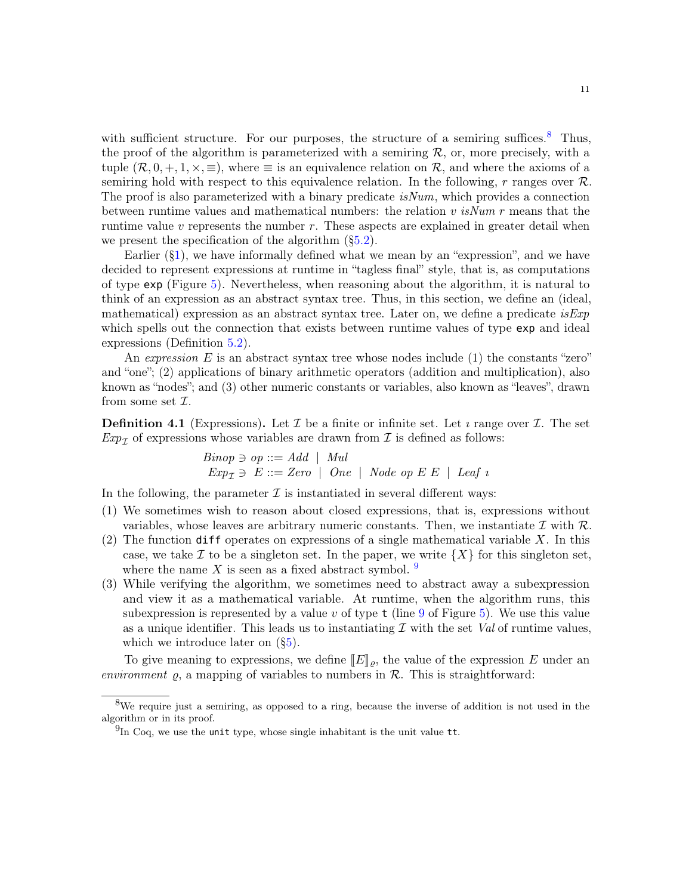with sufficient structure. For our purposes, the structure of a semiring suffices.[8] Thus, the proof of the algorithm is parameterized with a semiring $\mathcal{R}$, or, more precisely, with a tuple $(\mathcal{R}, 0, +, 1, \times, \equiv)$, where $\equiv$ is an equivalence relation on $\mathcal{R}$, and where the axioms of a semiring hold with respect to this equivalence relation. In the following, $r$ ranges over $\mathcal{R}$. The proof is also parameterized with a binary predicate *isNum*, which provides a connection between runtime values and mathematical numbers: the relation $v$ *isNum* $r$ means that the runtime value $v$ represents the number $r$. These aspects are explained in greater detail when we present the specification of the algorithm (§5.2).

Earlier (§1), we have informally defined what we mean by an "expression", and we have decided to represent expressions at runtime in "tagless final" style, that is, as computations of type `exp` (Figure 5). Nevertheless, when reasoning about the algorithm, it is natural to think of an expression as an abstract syntax tree. Thus, in this section, we define an (ideal, mathematical) expression as an abstract syntax tree. Later on, we define a predicate *isExp* which spells out the connection that exists between runtime values of type `exp` and ideal expressions (Definition 5.2).

An *expression* $E$ is an abstract syntax tree whose nodes include (1) the constants "zero" and "one"; (2) applications of binary arithmetic operators (addition and multiplication), also known as "nodes"; and (3) other numeric constants or variables, also known as "leaves", drawn from some set $\mathcal{I}$.

**Definition 4.1** (Expressions)**.** Let $\mathcal{I}$ be a finite or infinite set. Let $\imath$ range over $\mathcal{I}$. The set $Exp_{\mathcal{I}}$ of expressions whose variables are drawn from $\mathcal{I}$ is defined as follows:

$$
\begin{array}{rl}
Binop \ni op ::= & Add \mid Mul \\
Exp_{\mathcal{I}} \ni E ::= & Zero \mid One \mid Node\ op\ E\ E \mid Leaf\ \imath
\end{array}
$$

In the following, the parameter $\mathcal{I}$ is instantiated in several different ways:

(1) We sometimes wish to reason about closed expressions, that is, expressions without variables, whose leaves are arbitrary numeric constants. Then, we instantiate $\mathcal{I}$ with $\mathcal{R}$.

(2) The function `diff` operates on expressions of a single mathematical variable $X$. In this case, we take $\mathcal{I}$ to be a singleton set. In the paper, we write $\{X\}$ for this singleton set, where the name $X$ is seen as a fixed abstract symbol. [9]

(3) While verifying the algorithm, we sometimes need to abstract away a subexpression and view it as a mathematical variable. At runtime, when the algorithm runs, this subexpression is represented by a value $v$ of type `t` (line 9 of Figure 5). We use this value as a unique identifier. This leads us to instantiating $\mathcal{I}$ with the set *Val* of runtime values, which we introduce later on (§5).

To give meaning to expressions, we define $\llbracket E \rrbracket_{\varrho}$, the value of the expression $E$ under an *environment* $\varrho$, a mapping of variables to numbers in $\mathcal{R}$. This is straightforward:

---

[8] We require just a semiring, as opposed to a ring, because the inverse of addition is not used in the algorithm or in its proof.

[9] In Coq, we use the `unit` type, whose single inhabitant is the unit value `tt`.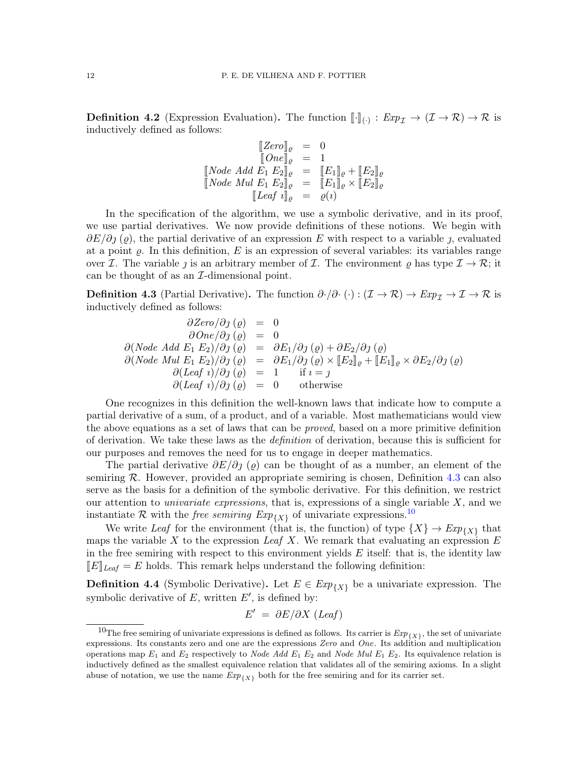**Definition 4.2** (Expression Evaluation)**.** The function $[\![\cdot]\!]_{(\cdot)} : \mathit{Exp}_{\mathcal{I}} \to (\mathcal{I} \to \mathcal{R}) \to \mathcal{R}$ is inductively defined as follows:

$$
\begin{array}{rcl}
[\![\mathit{Zero}]\!]_{\varrho} & = & 0 \\
[\![\mathit{One}]\!]_{\varrho} & = & 1 \\
[\![\mathit{Node}\ \mathit{Add}\ E_1\ E_2]\!]_{\varrho} & = & [\![E_1]\!]_{\varrho} + [\![E_2]\!]_{\varrho} \\
[\![\mathit{Node}\ \mathit{Mul}\ E_1\ E_2]\!]_{\varrho} & = & [\![E_1]\!]_{\varrho} \times [\![E_2]\!]_{\varrho} \\
[\![\mathit{Leaf}\ \imath]\!]_{\varrho} & = & \varrho(\imath)
\end{array}
$$

In the specification of the algorithm, we use a symbolic derivative, and in its proof, we use partial derivatives. We now provide definitions of these notions. We begin with $\partial E/\partial \jmath\ (\varrho)$, the partial derivative of an expression $E$ with respect to a variable $\jmath$, evaluated at a point $\varrho$. In this definition, $E$ is an expression of several variables: its variables range over $\mathcal{I}$. The variable $\jmath$ is an arbitrary member of $\mathcal{I}$. The environment $\varrho$ has type $\mathcal{I} \to \mathcal{R}$; it can be thought of as an $\mathcal{I}$-dimensional point.

**Definition 4.3** (Partial Derivative)**.** The function $\partial \cdot/\partial \cdot\ (\cdot) : (\mathcal{I} \to \mathcal{R}) \to \mathit{Exp}_{\mathcal{I}} \to \mathcal{I} \to \mathcal{R}$ is inductively defined as follows:

$$
\begin{array}{rcll}
\partial \mathit{Zero}/\partial \jmath\ (\varrho) & = & 0 & \\
\partial \mathit{One}/\partial \jmath\ (\varrho) & = & 0 & \\
\partial (\mathit{Node}\ \mathit{Add}\ E_1\ E_2)/\partial \jmath\ (\varrho) & = & \partial E_1/\partial \jmath\ (\varrho) + \partial E_2/\partial \jmath\ (\varrho) & \\
\partial (\mathit{Node}\ \mathit{Mul}\ E_1\ E_2)/\partial \jmath\ (\varrho) & = & \partial E_1/\partial \jmath\ (\varrho) \times [\![E_2]\!]_{\varrho} + [\![E_1]\!]_{\varrho} \times \partial E_2/\partial \jmath\ (\varrho) & \\
\partial (\mathit{Leaf}\ \imath)/\partial \jmath\ (\varrho) & = & 1 & \text{if } \imath = \jmath \\
\partial (\mathit{Leaf}\ \imath)/\partial \jmath\ (\varrho) & = & 0 & \text{otherwise}
\end{array}
$$

One recognizes in this definition the well-known laws that indicate how to compute a partial derivative of a sum, of a product, and of a variable. Most mathematicians would view the above equations as a set of laws that can be *proved*, based on a more primitive definition of derivation. We take these laws as the *definition* of derivation, because this is sufficient for our purposes and removes the need for us to engage in deeper mathematics.

The partial derivative $\partial E/\partial \jmath\ (\varrho)$ can be thought of as a number, an element of the semiring $\mathcal{R}$. However, provided an appropriate semiring is chosen, Definition 4.3 can also serve as the basis for a definition of the symbolic derivative. For this definition, we restrict our attention to *univariate expressions*, that is, expressions of a single variable $X$, and we instantiate $\mathcal{R}$ with the *free semiring* $\mathit{Exp}_{\{X\}}$ of univariate expressions.[10]

We write *Leaf* for the environment (that is, the function) of type $\{X\} \to \mathit{Exp}_{\{X\}}$ that maps the variable $X$ to the expression *Leaf* $X$. We remark that evaluating an expression $E$ in the free semiring with respect to this environment yields $E$ itself: that is, the identity law $[\![E]\!]_{\mathit{Leaf}} = E$ holds. This remark helps understand the following definition:

**Definition 4.4** (Symbolic Derivative)**.** Let $E \in \mathit{Exp}_{\{X\}}$ be a univariate expression. The symbolic derivative of $E$, written $E'$, is defined by:

$$
E' \ = \ \partial E/\partial X\ (\mathit{Leaf})
$$

[10] The free semiring of univariate expressions is defined as follows. Its carrier is $\mathit{Exp}_{\{X\}}$, the set of univariate expressions. Its constants zero and one are the expressions *Zero* and *One*. Its addition and multiplication operations map $E_1$ and $E_2$ respectively to *Node Add* $E_1$ $E_2$ and *Node Mul* $E_1$ $E_2$. Its equivalence relation is inductively defined as the smallest equivalence relation that validates all of the semiring axioms. In a slight abuse of notation, we use the name $\mathit{Exp}_{\{X\}}$ both for the free semiring and for its carrier set.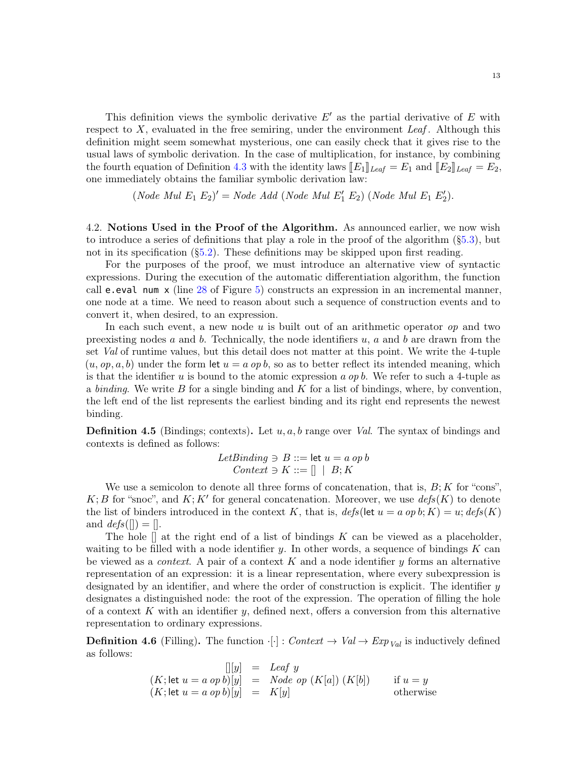This definition views the symbolic derivative $E'$ as the partial derivative of $E$ with respect to $X$, evaluated in the free semiring, under the environment *Leaf*. Although this definition might seem somewhat mysterious, one can easily check that it gives rise to the usual laws of symbolic derivation. In the case of multiplication, for instance, by combining the fourth equation of Definition 4.3 with the identity laws $[\![E_1]\!]_{Leaf} = E_1$ and $[\![E_2]\!]_{Leaf} = E_2$, one immediately obtains the familiar symbolic derivation law:

$$(\mathit{Node}\ \mathit{Mul}\ E_1\ E_2)' = \mathit{Node}\ \mathit{Add}\ (\mathit{Node}\ \mathit{Mul}\ E_1'\ E_2)\ (\mathit{Node}\ \mathit{Mul}\ E_1\ E_2').$$

4.2. **Notions Used in the Proof of the Algorithm.** As announced earlier, we now wish to introduce a series of definitions that play a role in the proof of the algorithm (§5.3), but not in its specification (§5.2). These definitions may be skipped upon first reading.

For the purposes of the proof, we must introduce an alternative view of syntactic expressions. During the execution of the automatic differentiation algorithm, the function call `e.eval num x` (line 28 of Figure 5) constructs an expression in an incremental manner, one node at a time. We need to reason about such a sequence of construction events and to convert it, when desired, to an expression.

In each such event, a new node $u$ is built out of an arithmetic operator $op$ and two preexisting nodes $a$ and $b$. Technically, the node identifiers $u$, $a$ and $b$ are drawn from the set *Val* of runtime values, but this detail does not matter at this point. We write the 4-tuple $(u, op, a, b)$ under the form $\mathsf{let}\ u = a\ op\ b$, so as to better reflect its intended meaning, which is that the identifier $u$ is bound to the atomic expression $a\ op\ b$. We refer to such a 4-tuple as a *binding*. We write $B$ for a single binding and $K$ for a list of bindings, where, by convention, the left end of the list represents the earliest binding and its right end represents the newest binding.

**Definition 4.5** (Bindings; contexts)**.** Let $u, a, b$ range over *Val*. The syntax of bindings and contexts is defined as follows:

$$\begin{array}{c} \mathit{LetBinding} \ni B ::= \mathsf{let}\ u = a\ op\ b \\ \mathit{Context} \ni K ::= [\,] \mid B; K \end{array}$$

We use a semicolon to denote all three forms of concatenation, that is, $B; K$ for "cons", $K; B$ for "snoc", and $K; K'$ for general concatenation. Moreover, we use $\mathit{defs}(K)$ to denote the list of binders introduced in the context $K$, that is, $\mathit{defs}(\mathsf{let}\ u = a\ op\ b; K) = u; \mathit{defs}(K)$ and $\mathit{defs}([\,]) = [\,]$.

The hole $[\,]$ at the right end of a list of bindings $K$ can be viewed as a placeholder, waiting to be filled with a node identifier $y$. In other words, a sequence of bindings $K$ can be viewed as a *context*. A pair of a context $K$ and a node identifier $y$ forms an alternative representation of an expression: it is a linear representation, where every subexpression is designated by an identifier, and where the order of construction is explicit. The identifier $y$ designates a distinguished node: the root of the expression. The operation of filling the hole of a context $K$ with an identifier $y$, defined next, offers a conversion from this alternative representation to ordinary expressions.

**Definition 4.6** (Filling)**.** The function $\cdot[\cdot] : \mathit{Context} \to \mathit{Val} \to \mathit{Exp}_{\mathit{Val}}$ is inductively defined as follows:

$$\begin{array}{rcll} [\,][y] & = & \mathit{Leaf}\ y & \\ (K; \mathsf{let}\ u = a\ op\ b)[y] & = & \mathit{Node}\ op\ (K[a])\ (K[b]) & \text{if } u = y \\ (K; \mathsf{let}\ u = a\ op\ b)[y] & = & K[y] & \text{otherwise} \end{array}$$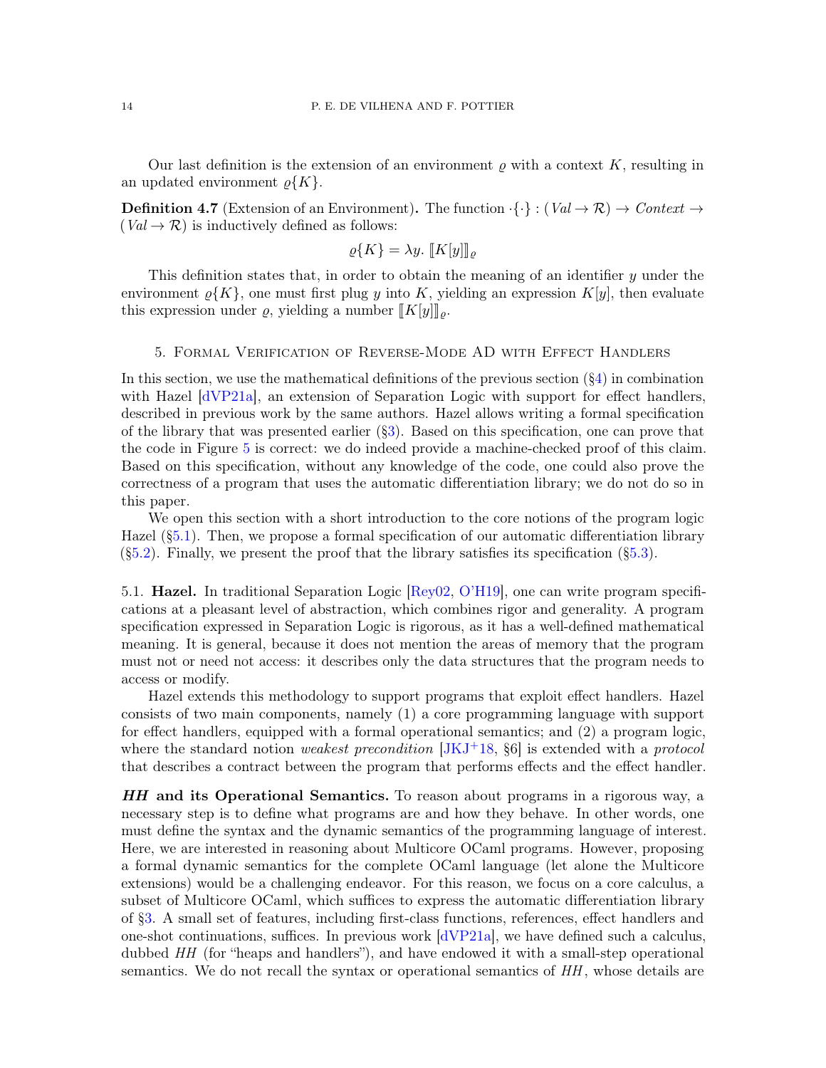Our last definition is the extension of an environment $\varrho$ with a context $K$, resulting in an updated environment $\varrho\{K\}$.

**Definition 4.7** (Extension of an Environment)**.** The function $\cdot\{\cdot\} : (\mathit{Val} \to \mathcal{R}) \to \mathit{Context} \to (\mathit{Val} \to \mathcal{R})$ is inductively defined as follows:

$$\varrho\{K\} = \lambda y.\ [\![K[y]]\!]_\varrho$$

This definition states that, in order to obtain the meaning of an identifier $y$ under the environment $\varrho\{K\}$, one must first plug $y$ into $K$, yielding an expression $K[y]$, then evaluate this expression under $\varrho$, yielding a number $[\![K[y]]\!]_\varrho$.

## 5. Formal Verification of Reverse-Mode AD with Effect Handlers

In this section, we use the mathematical definitions of the previous section (§4) in combination with Hazel [dVP21a], an extension of Separation Logic with support for effect handlers, described in previous work by the same authors. Hazel allows writing a formal specification of the library that was presented earlier (§3). Based on this specification, one can prove that the code in Figure 5 is correct: we do indeed provide a machine-checked proof of this claim. Based on this specification, without any knowledge of the code, one could also prove the correctness of a program that uses the automatic differentiation library; we do not do so in this paper.

We open this section with a short introduction to the core notions of the program logic Hazel (§5.1). Then, we propose a formal specification of our automatic differentiation library (§5.2). Finally, we present the proof that the library satisfies its specification (§5.3).

### 5.1. Hazel.

In traditional Separation Logic [Rey02, O'H19], one can write program specifications at a pleasant level of abstraction, which combines rigor and generality. A program specification expressed in Separation Logic is rigorous, as it has a well-defined mathematical meaning. It is general, because it does not mention the areas of memory that the program must not or need not access: it describes only the data structures that the program needs to access or modify.

Hazel extends this methodology to support programs that exploit effect handlers. Hazel consists of two main components, namely (1) a core programming language with support for effect handlers, equipped with a formal operational semantics; and (2) a program logic, where the standard notion *weakest precondition* [JKJ+18, §6] is extended with a *protocol* that describes a contract between the program that performs effects and the effect handler.

***HH* and its Operational Semantics.** To reason about programs in a rigorous way, a necessary step is to define what programs are and how they behave. In other words, one must define the syntax and the dynamic semantics of the programming language of interest. Here, we are interested in reasoning about Multicore OCaml programs. However, proposing a formal dynamic semantics for the complete OCaml language (let alone the Multicore extensions) would be a challenging endeavor. For this reason, we focus on a core calculus, a subset of Multicore OCaml, which suffices to express the automatic differentiation library of §3. A small set of features, including first-class functions, references, effect handlers and one-shot continuations, suffices. In previous work [dVP21a], we have defined such a calculus, dubbed *HH* (for "heaps and handlers"), and have endowed it with a small-step operational semantics. We do not recall the syntax or operational semantics of *HH*, whose details are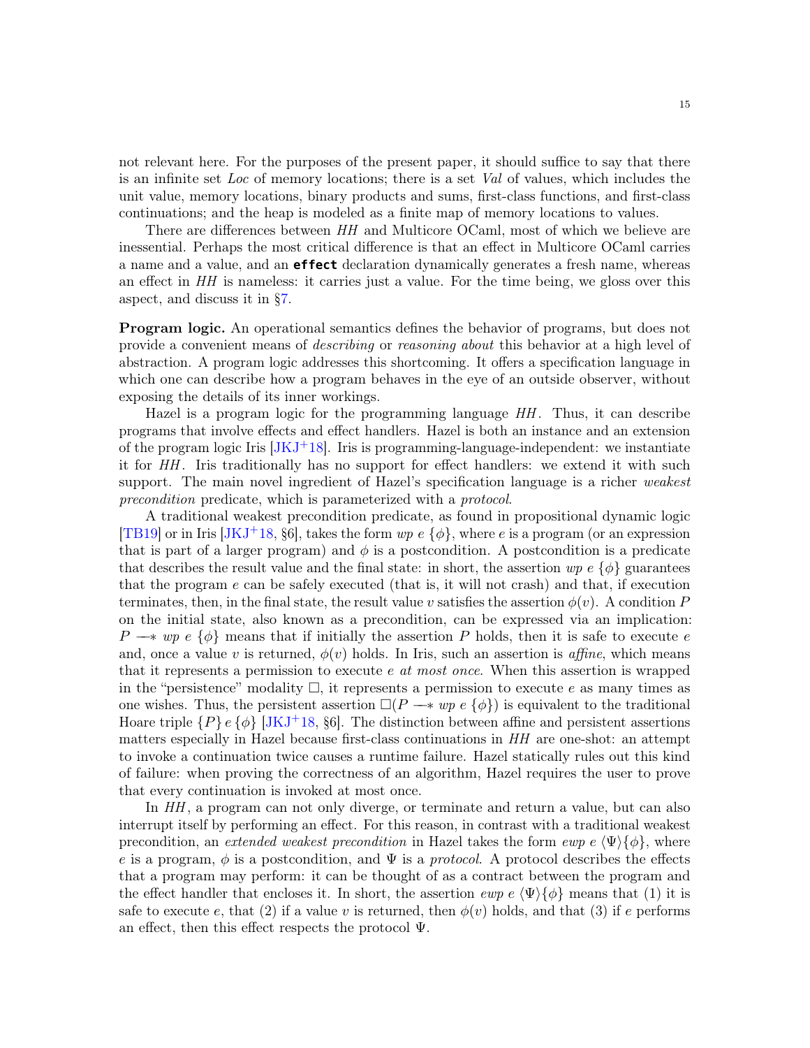not relevant here. For the purposes of the present paper, it should suffice to say that there is an infinite set *Loc* of memory locations; there is a set *Val* of values, which includes the unit value, memory locations, binary products and sums, first-class functions, and first-class continuations; and the heap is modeled as a finite map of memory locations to values.

There are differences between *HH* and Multicore OCaml, most of which we believe are inessential. Perhaps the most critical difference is that an effect in Multicore OCaml carries a name and a value, and an **effect** declaration dynamically generates a fresh name, whereas an effect in *HH* is nameless: it carries just a value. For the time being, we gloss over this aspect, and discuss it in §7.

**Program logic.** An operational semantics defines the behavior of programs, but does not provide a convenient means of *describing* or *reasoning about* this behavior at a high level of abstraction. A program logic addresses this shortcoming. It offers a specification language in which one can describe how a program behaves in the eye of an outside observer, without exposing the details of its inner workings.

Hazel is a program logic for the programming language *HH*. Thus, it can describe programs that involve effects and effect handlers. Hazel is both an instance and an extension of the program logic Iris [JKJ+18]. Iris is programming-language-independent: we instantiate it for *HH*. Iris traditionally has no support for effect handlers: we extend it with such support. The main novel ingredient of Hazel's specification language is a richer *weakest precondition* predicate, which is parameterized with a *protocol*.

A traditional weakest precondition predicate, as found in propositional dynamic logic [TB19] or in Iris [JKJ+18, §6], takes the form $wp\ e\ \{\phi\}$, where $e$ is a program (or an expression that is part of a larger program) and $\phi$ is a postcondition. A postcondition is a predicate that describes the result value and the final state: in short, the assertion $wp\ e\ \{\phi\}$ guarantees that the program $e$ can be safely executed (that is, it will not crash) and that, if execution terminates, then, in the final state, the result value $v$ satisfies the assertion $\phi(v)$. A condition $P$ on the initial state, also known as a precondition, can be expressed via an implication: $P \twoheadrightarrow wp\ e\ \{\phi\}$ means that if initially the assertion $P$ holds, then it is safe to execute $e$ and, once a value $v$ is returned, $\phi(v)$ holds. In Iris, such an assertion is *affine*, which means that it represents a permission to execute $e$ *at most once*. When this assertion is wrapped in the "persistence" modality $\Box$, it represents a permission to execute $e$ as many times as one wishes. Thus, the persistent assertion $\Box(P \twoheadrightarrow wp\ e\ \{\phi\})$ is equivalent to the traditional Hoare triple $\{P\}\, e\, \{\phi\}$ [JKJ+18, §6]. The distinction between affine and persistent assertions matters especially in Hazel because first-class continuations in *HH* are one-shot: an attempt to invoke a continuation twice causes a runtime failure. Hazel statically rules out this kind of failure: when proving the correctness of an algorithm, Hazel requires the user to prove that every continuation is invoked at most once.

In *HH*, a program can not only diverge, or terminate and return a value, but can also interrupt itself by performing an effect. For this reason, in contrast with a traditional weakest precondition, an *extended weakest precondition* in Hazel takes the form $ewp\ e\ \langle\Psi\rangle\{\phi\}$, where $e$ is a program, $\phi$ is a postcondition, and $\Psi$ is a *protocol*. A protocol describes the effects that a program may perform: it can be thought of as a contract between the program and the effect handler that encloses it. In short, the assertion $ewp\ e\ \langle\Psi\rangle\{\phi\}$ means that (1) it is safe to execute $e$, that (2) if a value $v$ is returned, then $\phi(v)$ holds, and that (3) if $e$ performs an effect, then this effect respects the protocol $\Psi$.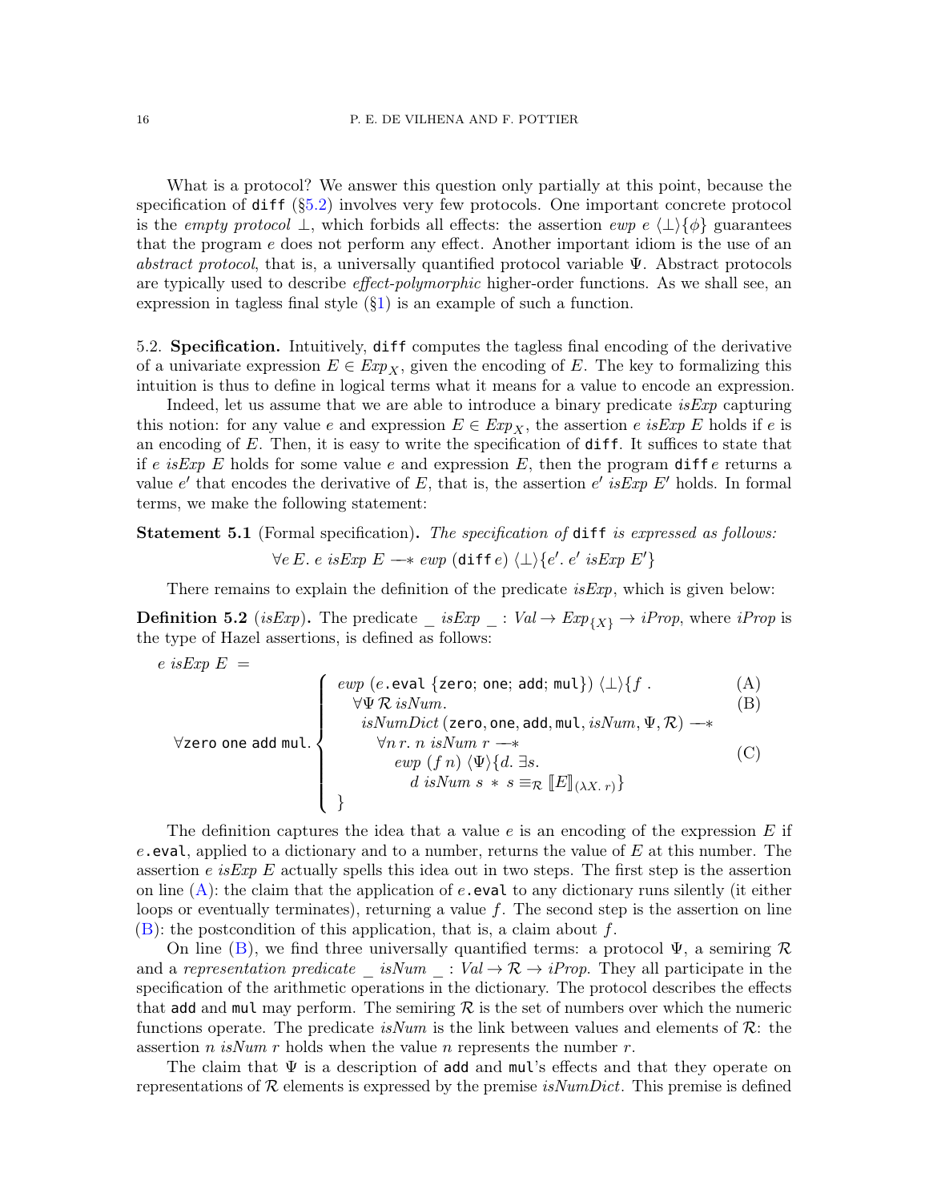What is a protocol? We answer this question only partially at this point, because the specification of `diff` (§5.2) involves very few protocols. One important concrete protocol is the *empty protocol* $\bot$, which forbids all effects: the assertion $\textit{ewp}\ e\ \langle\bot\rangle\{\phi\}$ guarantees that the program $e$ does not perform any effect. Another important idiom is the use of an *abstract protocol*, that is, a universally quantified protocol variable $\Psi$. Abstract protocols are typically used to describe *effect-polymorphic* higher-order functions. As we shall see, an expression in tagless final style (§1) is an example of such a function.

5.2. **Specification.** Intuitively, `diff` computes the tagless final encoding of the derivative of a univariate expression $E \in \textit{Exp}_X$, given the encoding of $E$. The key to formalizing this intuition is thus to define in logical terms what it means for a value to encode an expression.

Indeed, let us assume that we are able to introduce a binary predicate *isExp* capturing this notion: for any value $e$ and expression $E \in \textit{Exp}_X$, the assertion $e\ \textit{isExp}\ E$ holds if $e$ is an encoding of $E$. Then, it is easy to write the specification of `diff`. It suffices to state that if $e\ \textit{isExp}\ E$ holds for some value $e$ and expression $E$, then the program $\texttt{diff}\ e$ returns a value $e'$ that encodes the derivative of $E$, that is, the assertion $e'\ \textit{isExp}\ E'$ holds. In formal terms, we make the following statement:

**Statement 5.1** (Formal specification)**.** *The specification of* `diff` *is expressed as follows:*

$$\forall e\, E.\ e\ \textit{isExp}\ E \mathrel{-\!\!*} \textit{ewp}\ (\texttt{diff}\, e)\ \langle\bot\rangle\{e'.\ e'\ \textit{isExp}\ E'\}$$

There remains to explain the definition of the predicate *isExp*, which is given below:

**Definition 5.2** (*isExp*)**.** The predicate $\_\ \textit{isExp}\ \_ : \textit{Val} \to \textit{Exp}_{\{X\}} \to \textit{iProp}$, where *iProp* is the type of Hazel assertions, is defined as follows:

$$e\ \textit{isExp}\ E\ =$$

$$\forall \texttt{zero}\ \texttt{one}\ \texttt{add}\ \texttt{mul}.\ \left\{\begin{array}{ll}
\textit{ewp}\ (e\texttt{.eval}\ \{\texttt{zero};\ \texttt{one};\ \texttt{add};\ \texttt{mul}\})\ \langle\bot\rangle\{f\ . & \text{(A)}\\
\quad \forall \Psi\, \mathcal{R}\ \textit{isNum}. & \text{(B)}\\
\quad\quad \textit{isNumDict}\,(\texttt{zero}, \texttt{one}, \texttt{add}, \texttt{mul}, \textit{isNum}, \Psi, \mathcal{R}) \mathrel{-\!\!*} & \\
\quad\quad\quad \forall n\, r.\ n\ \textit{isNum}\ r \mathrel{-\!\!*} & \\
\quad\quad\quad\quad \textit{ewp}\ (f\, n)\ \langle\Psi\rangle\{d.\ \exists s. & \text{(C)}\\
\quad\quad\quad\quad\quad d\ \textit{isNum}\ s\ *\ s \equiv_{\mathcal{R}} [\![E]\!]_{(\lambda X.\, r)}\} & \\
\} &
\end{array}\right.$$

The definition captures the idea that a value $e$ is an encoding of the expression $E$ if $e$`.eval`, applied to a dictionary and to a number, returns the value of $E$ at this number. The assertion $e\ \textit{isExp}\ E$ actually spells this idea out in two steps. The first step is the assertion on line (A): the claim that the application of $e$`.eval` to any dictionary runs silently (it either loops or eventually terminates), returning a value $f$. The second step is the assertion on line (B): the postcondition of this application, that is, a claim about $f$.

On line (B), we find three universally quantified terms: a protocol $\Psi$, a semiring $\mathcal{R}$ and a *representation predicate* $\_\ \textit{isNum}\ \_ : \textit{Val} \to \mathcal{R} \to \textit{iProp}$. They all participate in the specification of the arithmetic operations in the dictionary. The protocol describes the effects that `add` and `mul` may perform. The semiring $\mathcal{R}$ is the set of numbers over which the numeric functions operate. The predicate *isNum* is the link between values and elements of $\mathcal{R}$: the assertion $n\ \textit{isNum}\ r$ holds when the value $n$ represents the number $r$.

The claim that $\Psi$ is a description of `add` and `mul`'s effects and that they operate on representations of $\mathcal{R}$ elements is expressed by the premise *isNumDict*. This premise is defined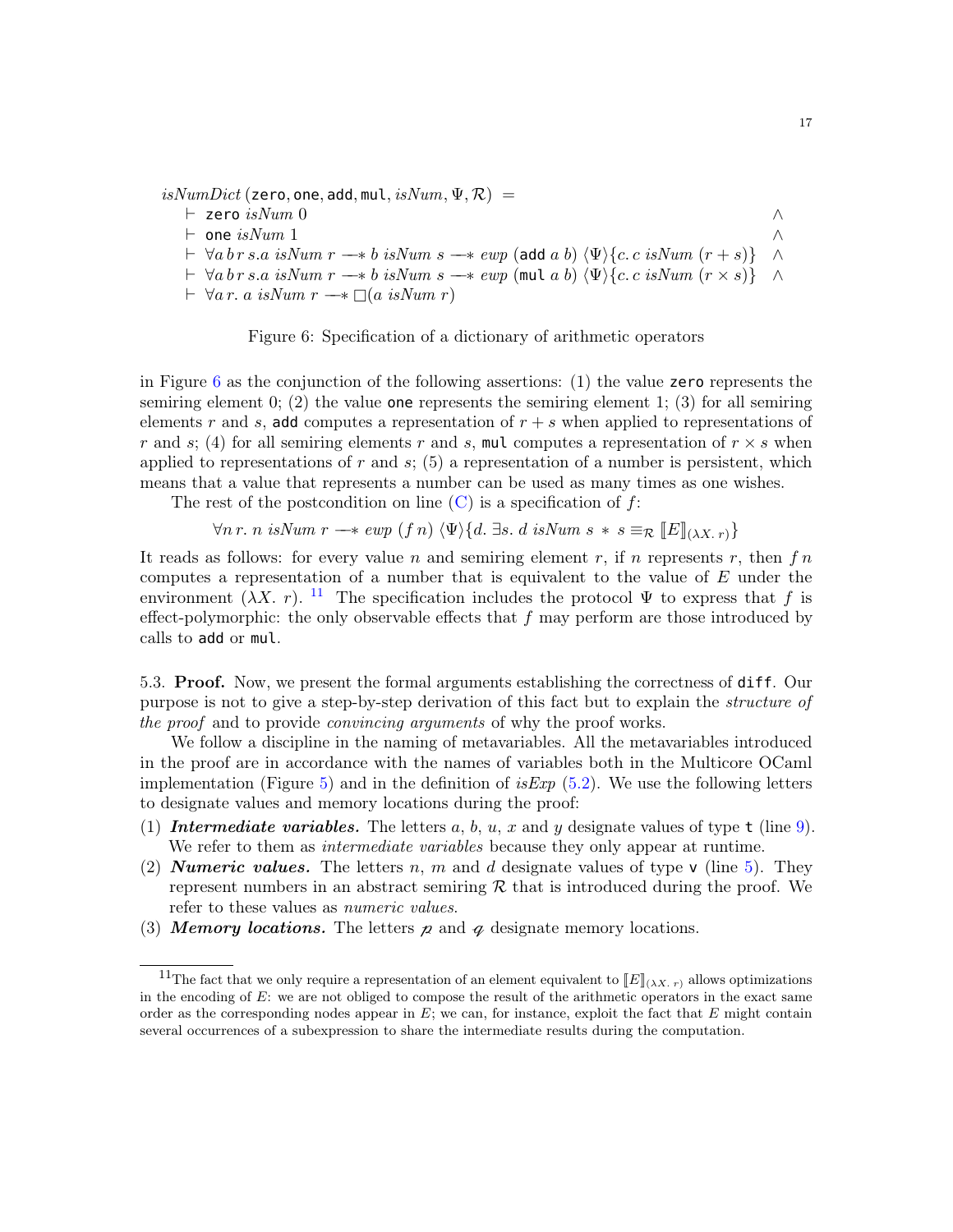$$
\begin{array}{l}
\mathit{isNumDict}\,(\mathsf{zero}, \mathsf{one}, \mathsf{add}, \mathsf{mul}, \mathit{isNum}, \Psi, \mathcal{R}) \;=\; \\
\quad \vdash\; \mathsf{zero}\; \mathit{isNum}\; 0 \hfill \wedge \\
\quad \vdash\; \mathsf{one}\; \mathit{isNum}\; 1 \hfill \wedge \\
\quad \vdash\; \forall a\, b\, r\, s. a\; \mathit{isNum}\; r \mathrel{-\!\!*} b\; \mathit{isNum}\; s \mathrel{-\!\!*} \mathit{ewp}\; (\mathsf{add}\; a\; b)\; \langle \Psi \rangle \{c.\, c\; \mathit{isNum}\; (r + s)\} \quad \wedge \\
\quad \vdash\; \forall a\, b\, r\, s. a\; \mathit{isNum}\; r \mathrel{-\!\!*} b\; \mathit{isNum}\; s \mathrel{-\!\!*} \mathit{ewp}\; (\mathsf{mul}\; a\; b)\; \langle \Psi \rangle \{c.\, c\; \mathit{isNum}\; (r \times s)\} \quad \wedge \\
\quad \vdash\; \forall a\, r.\; a\; \mathit{isNum}\; r \mathrel{-\!\!*} \Box(a\; \mathit{isNum}\; r)
\end{array}
$$

Figure 6: Specification of a dictionary of arithmetic operators

in Figure 6 as the conjunction of the following assertions: (1) the value `zero` represents the semiring element 0; (2) the value `one` represents the semiring element 1; (3) for all semiring elements $r$ and $s$, `add` computes a representation of $r + s$ when applied to representations of $r$ and $s$; (4) for all semiring elements $r$ and $s$, `mul` computes a representation of $r \times s$ when applied to representations of $r$ and $s$; (5) a representation of a number is persistent, which means that a value that represents a number can be used as many times as one wishes.

The rest of the postcondition on line (C) is a specification of $f$:

$$\forall n\, r.\; n\; \mathit{isNum}\; r \mathrel{-\!\!*} \mathit{ewp}\; (f\, n)\; \langle \Psi \rangle \{d.\; \exists s.\; d\; \mathit{isNum}\; s \;*\; s \equiv_{\mathcal{R}} [\![E]\!]_{(\lambda X.\, r)}\}$$

It reads as follows: for every value $n$ and semiring element $r$, if $n$ represents $r$, then $f\,n$ computes a representation of a number that is equivalent to the value of $E$ under the environment $(\lambda X.\ r)$. [11] The specification includes the protocol $\Psi$ to express that $f$ is effect-polymorphic: the only observable effects that $f$ may perform are those introduced by calls to `add` or `mul`.

5.3. **Proof.** Now, we present the formal arguments establishing the correctness of `diff`. Our purpose is not to give a step-by-step derivation of this fact but to explain the *structure of the proof* and to provide *convincing arguments* of why the proof works.

We follow a discipline in the naming of metavariables. All the metavariables introduced in the proof are in accordance with the names of variables both in the Multicore OCaml implementation (Figure 5) and in the definition of *isExp* (5.2). We use the following letters to designate values and memory locations during the proof:

(1) ***Intermediate variables.*** The letters $a$, $b$, $u$, $x$ and $y$ designate values of type `t` (line 9). We refer to them as *intermediate variables* because they only appear at runtime.
(2) ***Numeric values.*** The letters $n$, $m$ and $d$ designate values of type `v` (line 5). They represent numbers in an abstract semiring $\mathcal{R}$ that is introduced during the proof. We refer to these values as *numeric values*.
(3) ***Memory locations.*** The letters $\mathscr{p}$ and $\mathscr{q}$ designate memory locations.

[11] The fact that we only require a representation of an element equivalent to $[\![E]\!]_{(\lambda X.\ r)}$ allows optimizations in the encoding of $E$: we are not obliged to compose the result of the arithmetic operators in the exact same order as the corresponding nodes appear in $E$; we can, for instance, exploit the fact that $E$ might contain several occurrences of a subexpression to share the intermediate results during the computation.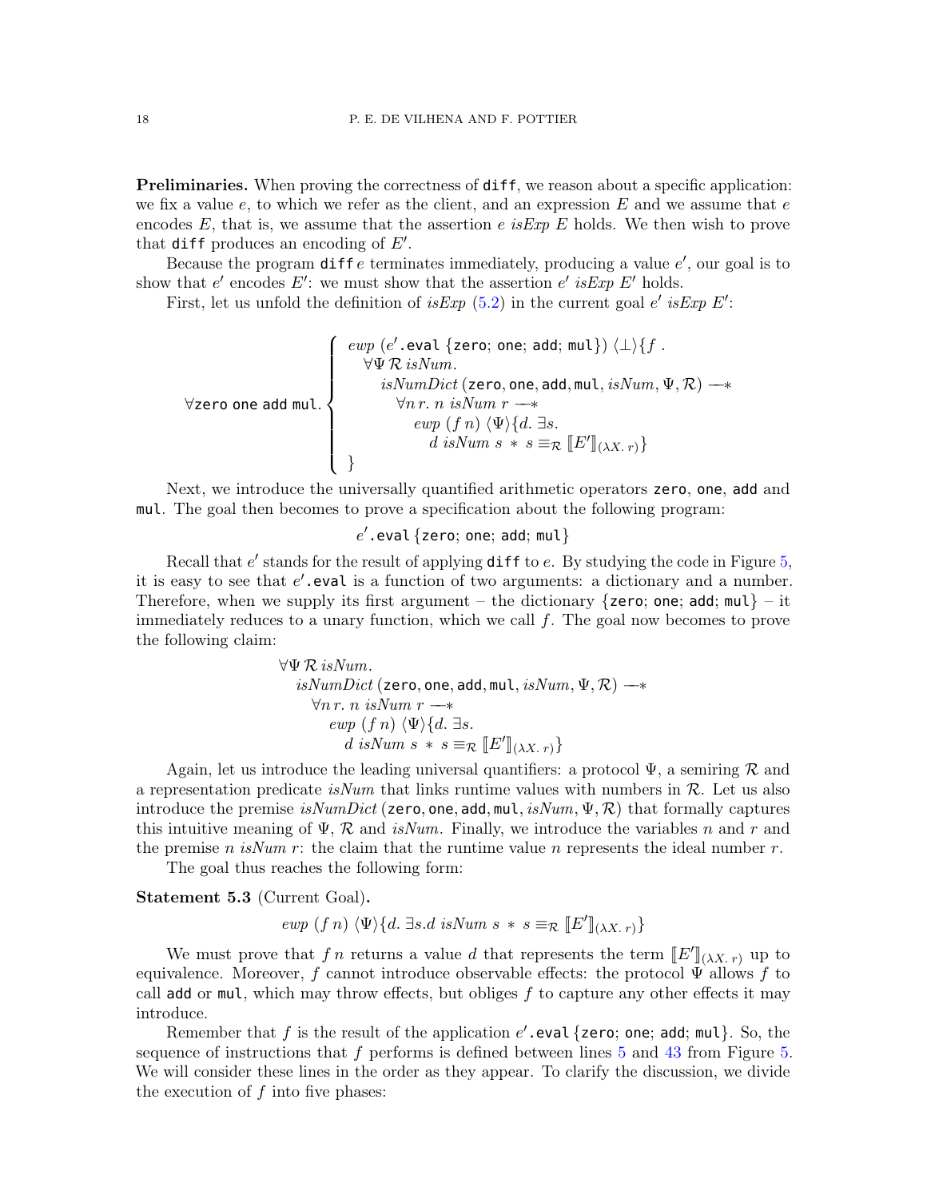**Preliminaries.** When proving the correctness of `diff`, we reason about a specific application: we fix a value $e$, to which we refer as the client, and an expression $E$ and we assume that $e$ encodes $E$, that is, we assume that the assertion $e\ \mathit{isExp}\ E$ holds. We then wish to prove that `diff` produces an encoding of $E'$.

Because the program `diff` $e$ terminates immediately, producing a value $e'$, our goal is to show that $e'$ encodes $E'$: we must show that the assertion $e'\ \mathit{isExp}\ E'$ holds.

First, let us unfold the definition of $\mathit{isExp}$ (5.2) in the current goal $e'\ \mathit{isExp}\ E'$:

$$\forall \mathsf{zero}\ \mathsf{one}\ \mathsf{add}\ \mathsf{mul}. \left\{ \begin{array}{l} \mathit{ewp}\ (e'.\mathsf{eval}\ \{\mathsf{zero};\ \mathsf{one};\ \mathsf{add};\ \mathsf{mul}\})\ \langle\bot\rangle\{f\ . \\ \quad \forall \Psi\, \mathcal{R}\ \mathit{isNum}. \\ \qquad \mathit{isNumDict}\,(\mathsf{zero}, \mathsf{one}, \mathsf{add}, \mathsf{mul}, \mathit{isNum}, \Psi, \mathcal{R}) \mathrel{-\!\!*} \\ \qquad\quad \forall n\, r.\ n\ \mathit{isNum}\ r \mathrel{-\!\!*} \\ \qquad\qquad \mathit{ewp}\ (f\, n)\ \langle\Psi\rangle\{d.\ \exists s. \\ \qquad\qquad\quad d\ \mathit{isNum}\ s\ *\ s \equiv_{\mathcal{R}} [\![E']\!]_{(\lambda X.\, r)}\} \\ \} \end{array} \right.$$

Next, we introduce the universally quantified arithmetic operators `zero`, `one`, `add` and `mul`. The goal then becomes to prove a specification about the following program:

$$e'.\mathsf{eval}\,\{\mathsf{zero};\ \mathsf{one};\ \mathsf{add};\ \mathsf{mul}\}$$

Recall that $e'$ stands for the result of applying `diff` to $e$. By studying the code in Figure 5, it is easy to see that $e'$`.eval` is a function of two arguments: a dictionary and a number. Therefore, when we supply its first argument – the dictionary $\{\mathsf{zero};\ \mathsf{one};\ \mathsf{add};\ \mathsf{mul}\}$ – it immediately reduces to a unary function, which we call $f$. The goal now becomes to prove the following claim:

$$\begin{array}{l} \forall \Psi\, \mathcal{R}\ \mathit{isNum}. \\ \quad \mathit{isNumDict}\,(\mathsf{zero}, \mathsf{one}, \mathsf{add}, \mathsf{mul}, \mathit{isNum}, \Psi, \mathcal{R}) \mathrel{-\!\!*} \\ \quad\quad \forall n\, r.\ n\ \mathit{isNum}\ r \mathrel{-\!\!*} \\ \quad\quad\quad \mathit{ewp}\ (f\, n)\ \langle\Psi\rangle\{d.\ \exists s. \\ \quad\quad\quad\quad d\ \mathit{isNum}\ s\ *\ s \equiv_{\mathcal{R}} [\![E']\!]_{(\lambda X.\, r)}\} \end{array}$$

Again, let us introduce the leading universal quantifiers: a protocol $\Psi$, a semiring $\mathcal{R}$ and a representation predicate $\mathit{isNum}$ that links runtime values with numbers in $\mathcal{R}$. Let us also introduce the premise $\mathit{isNumDict}\,(\mathsf{zero}, \mathsf{one}, \mathsf{add}, \mathsf{mul}, \mathit{isNum}, \Psi, \mathcal{R})$ that formally captures this intuitive meaning of $\Psi$, $\mathcal{R}$ and $\mathit{isNum}$. Finally, we introduce the variables $n$ and $r$ and the premise $n\ \mathit{isNum}\ r$: the claim that the runtime value $n$ represents the ideal number $r$.

The goal thus reaches the following form:

**Statement 5.3** (Current Goal)**.**

$$\mathit{ewp}\ (f\, n)\ \langle\Psi\rangle\{d.\ \exists s. d\ \mathit{isNum}\ s\ *\ s \equiv_{\mathcal{R}} [\![E']\!]_{(\lambda X.\, r)}\}$$

We must prove that $f\, n$ returns a value $d$ that represents the term $[\![E']\!]_{(\lambda X.\, r)}$ up to equivalence. Moreover, $f$ cannot introduce observable effects: the protocol $\Psi$ allows $f$ to call `add` or `mul`, which may throw effects, but obliges $f$ to capture any other effects it may introduce.

Remember that $f$ is the result of the application $e'.\mathsf{eval}\,\{\mathsf{zero};\ \mathsf{one};\ \mathsf{add};\ \mathsf{mul}\}$. So, the sequence of instructions that $f$ performs is defined between lines 5 and 43 from Figure 5. We will consider these lines in the order as they appear. To clarify the discussion, we divide the execution of $f$ into five phases: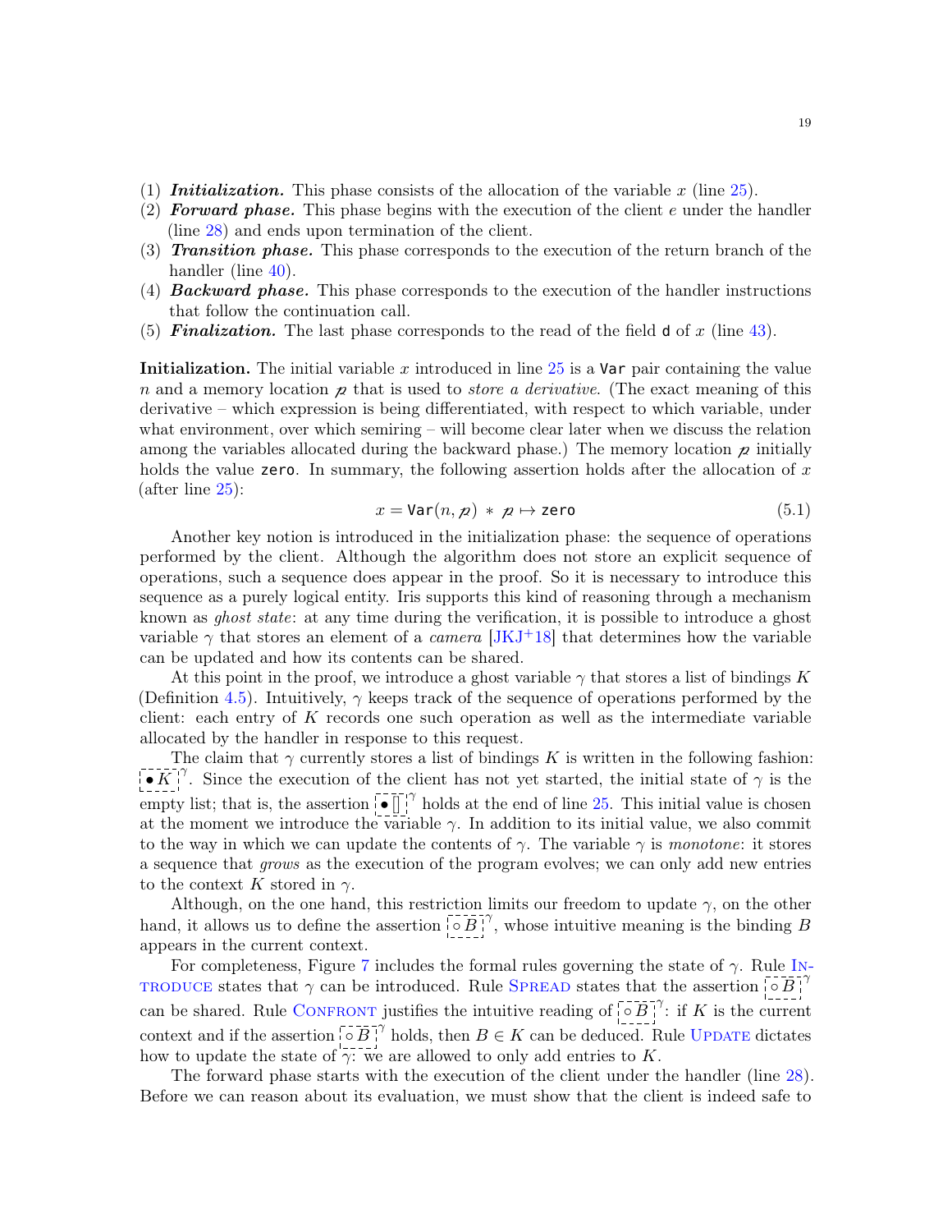(1) ***Initialization.*** This phase consists of the allocation of the variable $x$ (line 25).
(2) ***Forward phase.*** This phase begins with the execution of the client $e$ under the handler (line 28) and ends upon termination of the client.
(3) ***Transition phase.*** This phase corresponds to the execution of the return branch of the handler (line 40).
(4) ***Backward phase.*** This phase corresponds to the execution of the handler instructions that follow the continuation call.
(5) ***Finalization.*** The last phase corresponds to the read of the field `d` of $x$ (line 43).

**Initialization.** The initial variable $x$ introduced in line 25 is a `Var` pair containing the value $n$ and a memory location $\ell$ that is used to *store a derivative*. (The exact meaning of this derivative – which expression is being differentiated, with respect to which variable, under what environment, over which semiring – will become clear later when we discuss the relation among the variables allocated during the backward phase.) The memory location $\ell$ initially holds the value `zero`. In summary, the following assertion holds after the allocation of $x$ (after line 25):

$$x = \mathsf{Var}(n, \ell) \ * \ \ell \mapsto \mathtt{zero} \tag{5.1}$$

Another key notion is introduced in the initialization phase: the sequence of operations performed by the client. Although the algorithm does not store an explicit sequence of operations, such a sequence does appear in the proof. So it is necessary to introduce this sequence as a purely logical entity. Iris supports this kind of reasoning through a mechanism known as *ghost state*: at any time during the verification, it is possible to introduce a ghost variable $\gamma$ that stores an element of a *camera* [JKJ+18] that determines how the variable can be updated and how its contents can be shared.

At this point in the proof, we introduce a ghost variable $\gamma$ that stores a list of bindings $K$ (Definition 4.5). Intuitively, $\gamma$ keeps track of the sequence of operations performed by the client: each entry of $K$ records one such operation as well as the intermediate variable allocated by the handler in response to this request.

The claim that $\gamma$ currently stores a list of bindings $K$ is written in the following fashion: $\boxed{\bullet K}^{\gamma}$. Since the execution of the client has not yet started, the initial state of $\gamma$ is the empty list; that is, the assertion $\boxed{\bullet []}^{\gamma}$ holds at the end of line 25. This initial value is chosen at the moment we introduce the variable $\gamma$. In addition to its initial value, we also commit to the way in which we can update the contents of $\gamma$. The variable $\gamma$ is *monotone*: it stores a sequence that *grows* as the execution of the program evolves; we can only add new entries to the context $K$ stored in $\gamma$.

Although, on the one hand, this restriction limits our freedom to update $\gamma$, on the other hand, it allows us to define the assertion $\boxed{\circ B}^{\gamma}$, whose intuitive meaning is the binding $B$ appears in the current context.

For completeness, Figure 7 includes the formal rules governing the state of $\gamma$. Rule Introduce states that $\gamma$ can be introduced. Rule Spread states that the assertion $\boxed{\circ B}^{\gamma}$ can be shared. Rule Confront justifies the intuitive reading of $\boxed{\circ B}^{\gamma}$: if $K$ is the current context and if the assertion $\boxed{\circ B}^{\gamma}$ holds, then $B \in K$ can be deduced. Rule Update dictates how to update the state of $\gamma$: we are allowed to only add entries to $K$.

The forward phase starts with the execution of the client under the handler (line 28). Before we can reason about its evaluation, we must show that the client is indeed safe to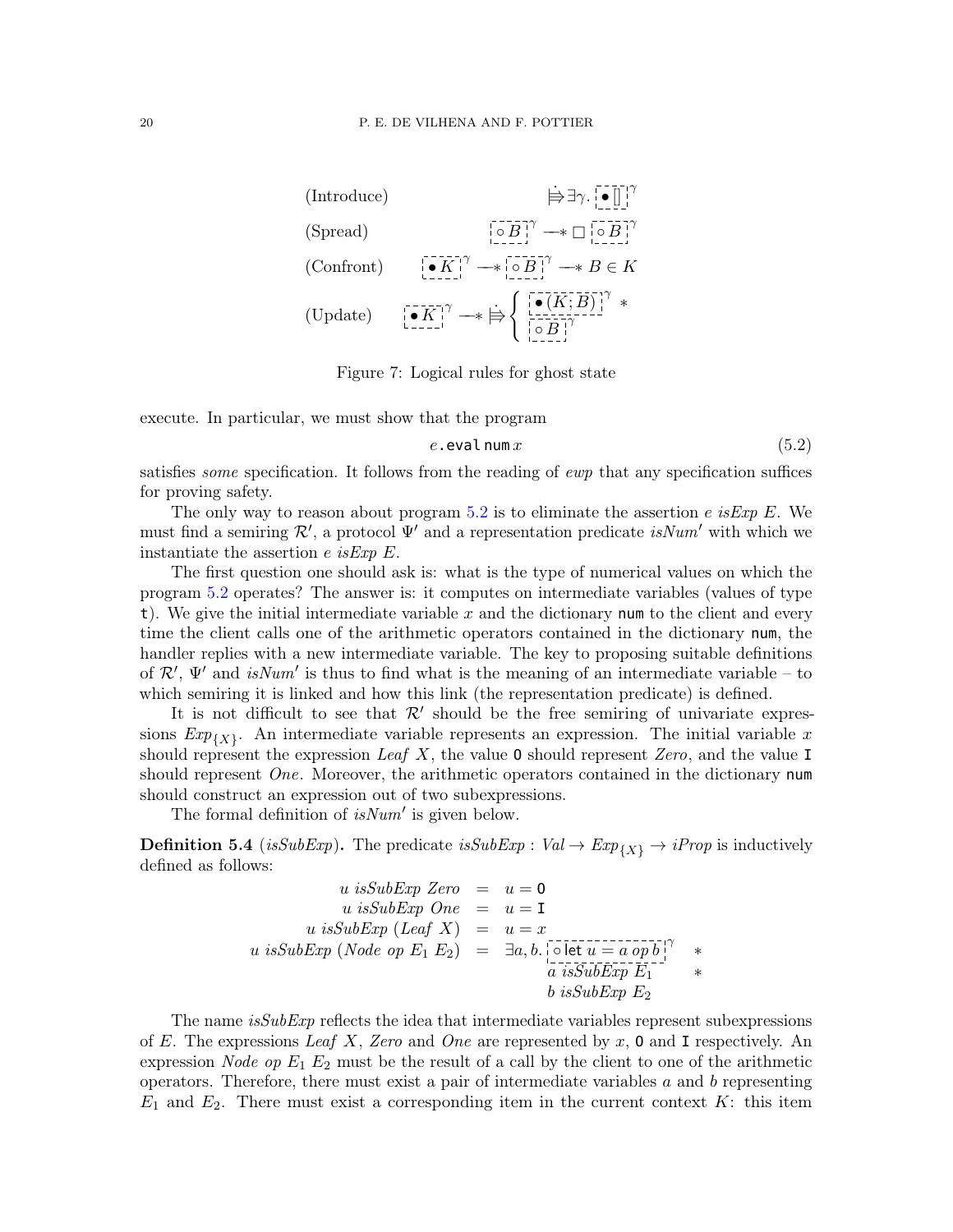$$\text{(Introduce)} \qquad \dot{\Rrightarrow} \exists \gamma.\ \boxed{\bullet []}^{\gamma}$$

$$\text{(Spread)} \qquad \boxed{\circ B}^{\gamma} \twoheadrightarrow \Box\, \boxed{\circ B}^{\gamma}$$

$$\text{(Confront)} \qquad \boxed{\bullet K}^{\gamma} \twoheadrightarrow \boxed{\circ B}^{\gamma} \twoheadrightarrow B \in K$$

$$\text{(Update)} \qquad \boxed{\bullet K}^{\gamma} \twoheadrightarrow \dot{\Rrightarrow} \left\{ \begin{array}{l} \boxed{\bullet (K; B)}^{\gamma} \ * \\ \boxed{\circ B}^{\gamma} \end{array} \right.$$

Figure 7: Logical rules for ghost state

execute. In particular, we must show that the program

$$e.\mathsf{eval}\,\mathsf{num}\,x \tag{5.2}$$

satisfies *some* specification. It follows from the reading of *ewp* that any specification suffices for proving safety.

The only way to reason about program 5.2 is to eliminate the assertion $e$ *isExp* $E$. We must find a semiring $\mathcal{R}'$, a protocol $\Psi'$ and a representation predicate $isNum'$ with which we instantiate the assertion $e$ *isExp* $E$.

The first question one should ask is: what is the type of numerical values on which the program 5.2 operates? The answer is: it computes on intermediate variables (values of type `t`). We give the initial intermediate variable $x$ and the dictionary `num` to the client and every time the client calls one of the arithmetic operators contained in the dictionary `num`, the handler replies with a new intermediate variable. The key to proposing suitable definitions of $\mathcal{R}'$, $\Psi'$ and $isNum'$ is thus to find what is the meaning of an intermediate variable – to which semiring it is linked and how this link (the representation predicate) is defined.

It is not difficult to see that $\mathcal{R}'$ should be the free semiring of univariate expressions $Exp_{\{X\}}$. An intermediate variable represents an expression. The initial variable $x$ should represent the expression *Leaf* $X$, the value `0` should represent *Zero*, and the value `I` should represent *One*. Moreover, the arithmetic operators contained in the dictionary `num` should construct an expression out of two subexpressions.

The formal definition of $isNum'$ is given below.

**Definition 5.4** (*isSubExp*)**.** The predicate $isSubExp : Val \to Exp_{\{X\}} \to iProp$ is inductively defined as follows:

$$\begin{array}{rcl} u \ isSubExp \ Zero & = & u = \mathsf{0} \\ u \ isSubExp \ One & = & u = \mathsf{I} \\ u \ isSubExp \ (Leaf \ X) & = & u = x \\ u \ isSubExp \ (Node \ op \ E_1 \ E_2) & = & \exists a, b.\ \boxed{\circ\, \mathsf{let}\ u = a\ op\ b}^{\gamma} \ * \\ & & a \ isSubExp \ E_1 \ * \\ & & b \ isSubExp \ E_2 \end{array}$$

The name *isSubExp* reflects the idea that intermediate variables represent subexpressions of $E$. The expressions *Leaf* $X$, *Zero* and *One* are represented by $x$, `0` and `I` respectively. An expression *Node op* $E_1$ $E_2$ must be the result of a call by the client to one of the arithmetic operators. Therefore, there must exist a pair of intermediate variables $a$ and $b$ representing $E_1$ and $E_2$. There must exist a corresponding item in the current context $K$: this item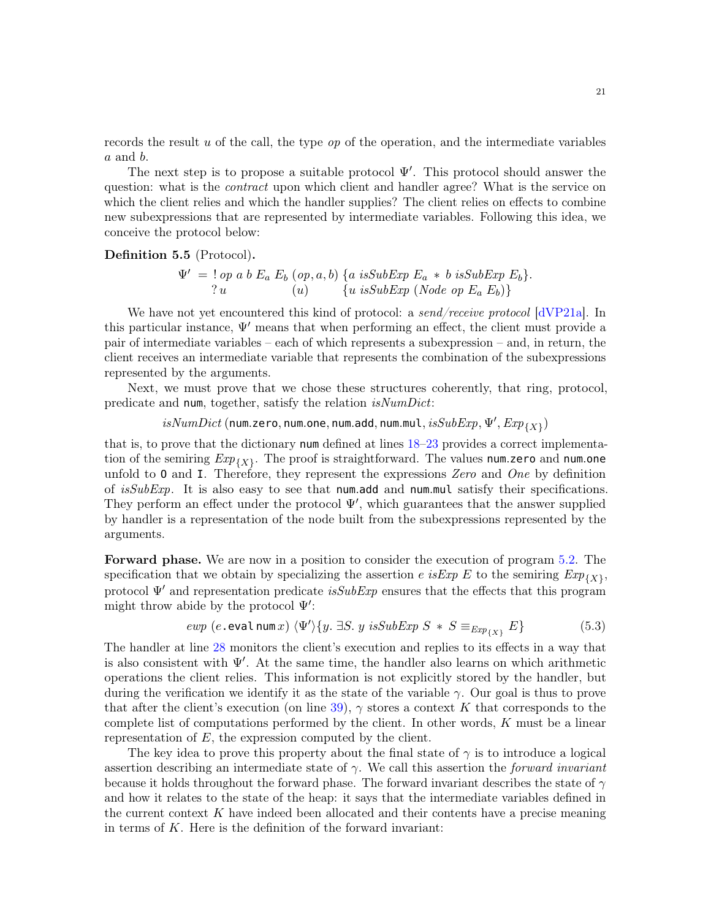records the result $u$ of the call, the type $op$ of the operation, and the intermediate variables $a$ and $b$.

The next step is to propose a suitable protocol $\Psi'$. This protocol should answer the question: what is the *contract* upon which client and handler agree? What is the service on which the client relies and which the handler supplies? The client relies on effects to combine new subexpressions that are represented by intermediate variables. Following this idea, we conceive the protocol below:

**Definition 5.5** (Protocol)**.**

$$\begin{array}{lll} \Psi' \;=\; !\, op\ a\ b\ E_a\ E_b & (op, a, b) & \{a\ \mathit{isSubExp}\ E_a \,*\, b\ \mathit{isSubExp}\ E_b\}. \\ \quad\;\; ?\, u & (u) & \{u\ \mathit{isSubExp}\ (\mathit{Node}\ op\ E_a\ E_b)\} \end{array}$$

We have not yet encountered this kind of protocol: a *send/receive protocol* [dVP21a]. In this particular instance, $\Psi'$ means that when performing an effect, the client must provide a pair of intermediate variables – each of which represents a subexpression – and, in return, the client receives an intermediate variable that represents the combination of the subexpressions represented by the arguments.

Next, we must prove that we chose these structures coherently, that ring, protocol, predicate and `num`, together, satisfy the relation $\mathit{isNumDict}$:

$$\mathit{isNumDict}\,(\texttt{num.zero}, \texttt{num.one}, \texttt{num.add}, \texttt{num.mul}, \mathit{isSubExp}, \Psi', \mathit{Exp}_{\{X\}})$$

that is, to prove that the dictionary `num` defined at lines 18–23 provides a correct implementation of the semiring $\mathit{Exp}_{\{X\}}$. The proof is straightforward. The values `num.zero` and `num.one` unfold to `O` and `I`. Therefore, they represent the expressions *Zero* and *One* by definition of *isSubExp*. It is also easy to see that `num.add` and `num.mul` satisfy their specifications. They perform an effect under the protocol $\Psi'$, which guarantees that the answer supplied by handler is a representation of the node built from the subexpressions represented by the arguments.

**Forward phase.** We are now in a position to consider the execution of program 5.2. The specification that we obtain by specializing the assertion $e\ \mathit{isExp}\ E$ to the semiring $\mathit{Exp}_{\{X\}}$, protocol $\Psi'$ and representation predicate *isSubExp* ensures that the effects that this program might throw abide by the protocol $\Psi'$:

$$\mathit{ewp}\ (e.\texttt{eval}\,\texttt{num}\,x)\ \langle\Psi'\rangle\{y.\ \exists S.\ y\ \mathit{isSubExp}\ S\ *\ S \equiv_{\mathit{Exp}_{\{X\}}} E\} \tag{5.3}$$

The handler at line 28 monitors the client's execution and replies to its effects in a way that is also consistent with $\Psi'$. At the same time, the handler also learns on which arithmetic operations the client relies. This information is not explicitly stored by the handler, but during the verification we identify it as the state of the variable $\gamma$. Our goal is thus to prove that after the client's execution (on line 39), $\gamma$ stores a context $K$ that corresponds to the complete list of computations performed by the client. In other words, $K$ must be a linear representation of $E$, the expression computed by the client.

The key idea to prove this property about the final state of $\gamma$ is to introduce a logical assertion describing an intermediate state of $\gamma$. We call this assertion the *forward invariant* because it holds throughout the forward phase. The forward invariant describes the state of $\gamma$ and how it relates to the state of the heap: it says that the intermediate variables defined in the current context $K$ have indeed been allocated and their contents have a precise meaning in terms of $K$. Here is the definition of the forward invariant: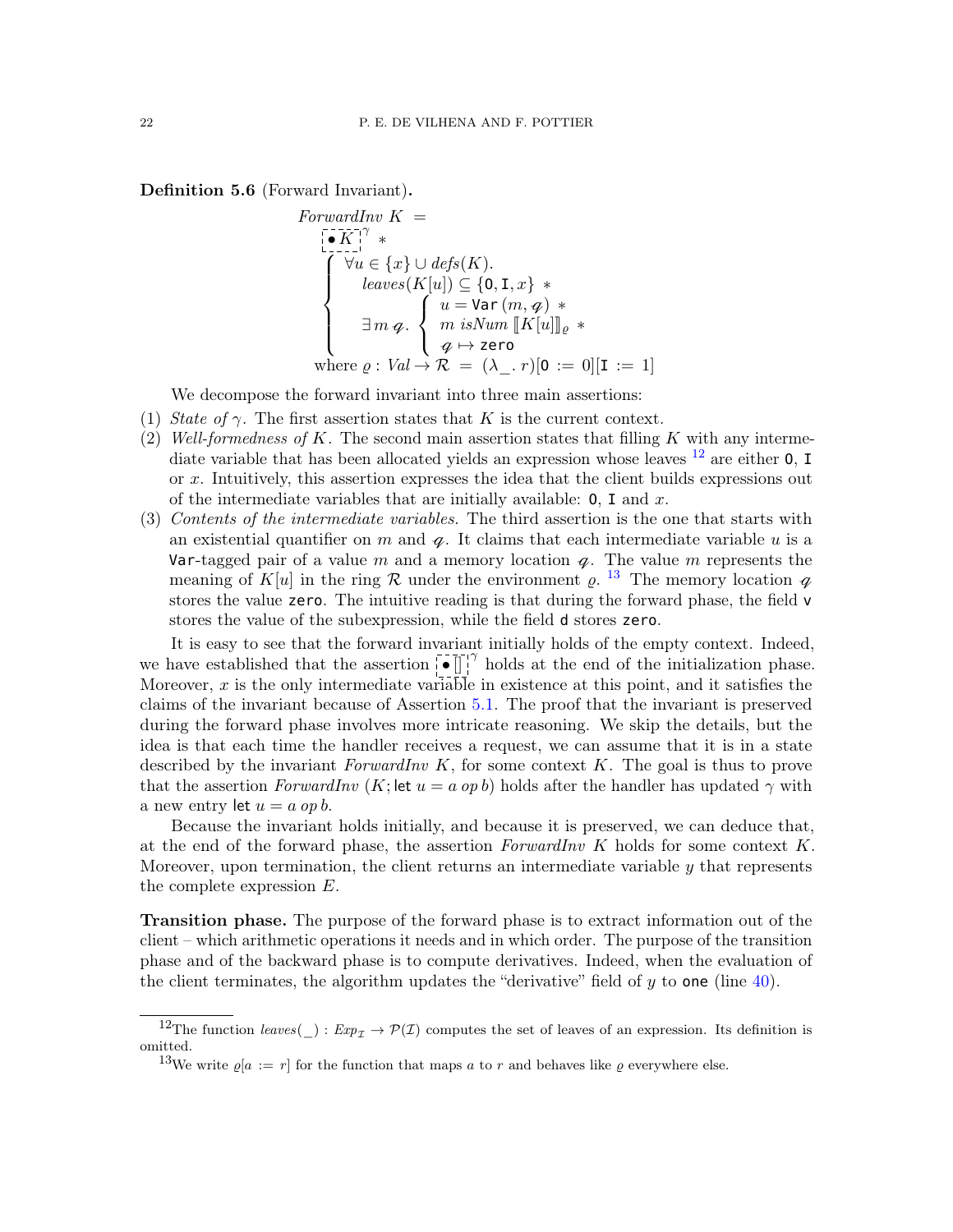**Definition 5.6** (Forward Invariant)**.**

$$
\begin{array}{l}
\mathit{ForwardInv}\ K\ = \\
\quad \boxed{\bullet\, K}^{\gamma}\ * \\
\quad \left\{
\begin{array}{l}
\forall u \in \{x\} \cup \mathit{defs}(K). \\
\quad \mathit{leaves}(K[u]) \subseteq \{\mathtt{0}, \mathtt{I}, x\}\ * \\
\quad \exists\, m\, \varphi.\ \left\{
\begin{array}{l}
u = \mathtt{Var}\,(m, \varphi)\ * \\
m\ \mathit{isNum}\ [\![K[u]]\!]_{\varrho}\ * \\
\varphi \mapsto \mathtt{zero}
\end{array}
\right.
\end{array}
\right. \\
\text{where } \varrho : \mathit{Val} \to \mathcal{R}\ =\ (\lambda\_.\, r)[\mathtt{0} := 0][\mathtt{I} := 1]
\end{array}
$$

We decompose the forward invariant into three main assertions:

(1) *State of* $\gamma$. The first assertion states that $K$ is the current context.
(2) *Well-formedness of* $K$. The second main assertion states that filling $K$ with any intermediate variable that has been allocated yields an expression whose leaves [12] are either `0`, `I` or $x$. Intuitively, this assertion expresses the idea that the client builds expressions out of the intermediate variables that are initially available: `0`, `I` and $x$.
(3) *Contents of the intermediate variables.* The third assertion is the one that starts with an existential quantifier on $m$ and $\varphi$. It claims that each intermediate variable $u$ is a `Var`-tagged pair of a value $m$ and a memory location $\varphi$. The value $m$ represents the meaning of $K[u]$ in the ring $\mathcal{R}$ under the environment $\varrho$. [13] The memory location $\varphi$ stores the value `zero`. The intuitive reading is that during the forward phase, the field `v` stores the value of the subexpression, while the field `d` stores `zero`.

It is easy to see that the forward invariant initially holds of the empty context. Indeed, we have established that the assertion $\boxed{\bullet\, []}^{\gamma}$ holds at the end of the initialization phase. Moreover, $x$ is the only intermediate variable in existence at this point, and it satisfies the claims of the invariant because of Assertion 5.1. The proof that the invariant is preserved during the forward phase involves more intricate reasoning. We skip the details, but the idea is that each time the handler receives a request, we can assume that it is in a state described by the invariant *ForwardInv* $K$, for some context $K$. The goal is thus to prove that the assertion *ForwardInv* $(K; \mathsf{let}\ u = a\ \mathit{op}\ b)$ holds after the handler has updated $\gamma$ with a new entry $\mathsf{let}\ u = a\ \mathit{op}\ b$.

Because the invariant holds initially, and because it is preserved, we can deduce that, at the end of the forward phase, the assertion *ForwardInv* $K$ holds for some context $K$. Moreover, upon termination, the client returns an intermediate variable $y$ that represents the complete expression $E$.

**Transition phase.** The purpose of the forward phase is to extract information out of the client – which arithmetic operations it needs and in which order. The purpose of the transition phase and of the backward phase is to compute derivatives. Indeed, when the evaluation of the client terminates, the algorithm updates the "derivative" field of $y$ to `one` (line 40).

---

[12] The function $\mathit{leaves}(\_) : \mathit{Exp}_{\mathcal{I}} \to \mathcal{P}(\mathcal{I})$ computes the set of leaves of an expression. Its definition is omitted.

[13] We write $\varrho[a := r]$ for the function that maps $a$ to $r$ and behaves like $\varrho$ everywhere else.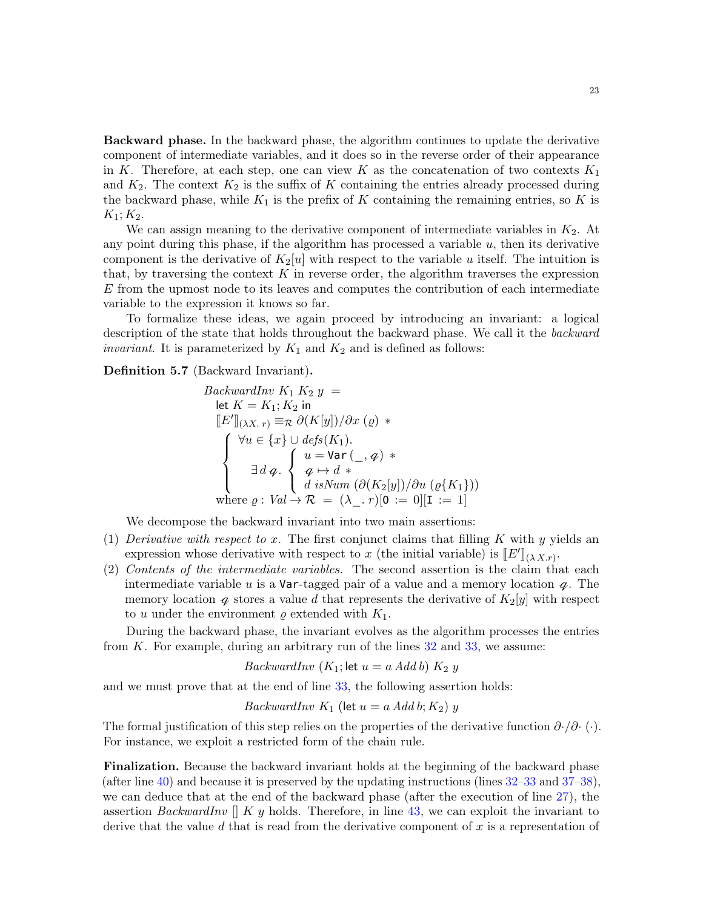**Backward phase.** In the backward phase, the algorithm continues to update the derivative component of intermediate variables, and it does so in the reverse order of their appearance in $K$. Therefore, at each step, one can view $K$ as the concatenation of two contexts $K_1$ and $K_2$. The context $K_2$ is the suffix of $K$ containing the entries already processed during the backward phase, while $K_1$ is the prefix of $K$ containing the remaining entries, so $K$ is $K_1; K_2$.

We can assign meaning to the derivative component of intermediate variables in $K_2$. At any point during this phase, if the algorithm has processed a variable $u$, then its derivative component is the derivative of $K_2[u]$ with respect to the variable $u$ itself. The intuition is that, by traversing the context $K$ in reverse order, the algorithm traverses the expression $E$ from the upmost node to its leaves and computes the contribution of each intermediate variable to the expression it knows so far.

To formalize these ideas, we again proceed by introducing an invariant: a logical description of the state that holds throughout the backward phase. We call it the *backward invariant*. It is parameterized by $K_1$ and $K_2$ and is defined as follows:

**Definition 5.7** (Backward Invariant)**.**

$$
\begin{array}{l}
\mathit{BackwardInv}\ K_1\ K_2\ y\ = \\
\quad \mathsf{let}\ K = K_1; K_2\ \mathsf{in} \\
\quad [\![E']\!]_{(\lambda X.\, r)} \equiv_{\mathcal{R}} \partial(K[y])/\partial x\ (\varrho)\ * \\
\quad \left\{ \begin{array}{l} \forall u \in \{x\} \cup \mathit{defs}(K_1). \\ \quad \exists\, d\, \ell.\ \left\{ \begin{array}{l} u = \mathsf{Var}\,(\_, \ell)\ * \\ \ell \mapsto d\ * \\ d\ \mathit{isNum}\ (\partial(K_2[y])/\partial u\ (\varrho\{K_1\})) \end{array} \right. \end{array} \right. \\
\quad \text{where } \varrho : \mathit{Val} \to \mathcal{R}\ =\ (\lambda\_.\, r)[\mathtt{0} := 0][\mathtt{I} := 1]
\end{array}
$$

We decompose the backward invariant into two main assertions:

(1) *Derivative with respect to x.* The first conjunct claims that filling $K$ with $y$ yields an expression whose derivative with respect to $x$ (the initial variable) is $[\![E']\!]_{(\lambda X.r)}$.

(2) *Contents of the intermediate variables.* The second assertion is the claim that each intermediate variable $u$ is a $\mathsf{Var}$-tagged pair of a value and a memory location $\ell$. The memory location $\ell$ stores a value $d$ that represents the derivative of $K_2[y]$ with respect to $u$ under the environment $\varrho$ extended with $K_1$.

During the backward phase, the invariant evolves as the algorithm processes the entries from $K$. For example, during an arbitrary run of the lines 32 and 33, we assume:

$$\mathit{BackwardInv}\ (K_1; \mathsf{let}\ u = a\ \mathit{Add}\ b)\ K_2\ y$$

and we must prove that at the end of line 33, the following assertion holds:

$$\mathit{BackwardInv}\ K_1\ (\mathsf{let}\ u = a\ \mathit{Add}\ b; K_2)\ y$$

The formal justification of this step relies on the properties of the derivative function $\partial\cdot/\partial\cdot\ (\cdot)$. For instance, we exploit a restricted form of the chain rule.

**Finalization.** Because the backward invariant holds at the beginning of the backward phase (after line 40) and because it is preserved by the updating instructions (lines 32–33 and 37–38), we can deduce that at the end of the backward phase (after the execution of line 27), the assertion $\mathit{BackwardInv}\ []\ K\ y$ holds. Therefore, in line 43, we can exploit the invariant to derive that the value $d$ that is read from the derivative component of $x$ is a representation of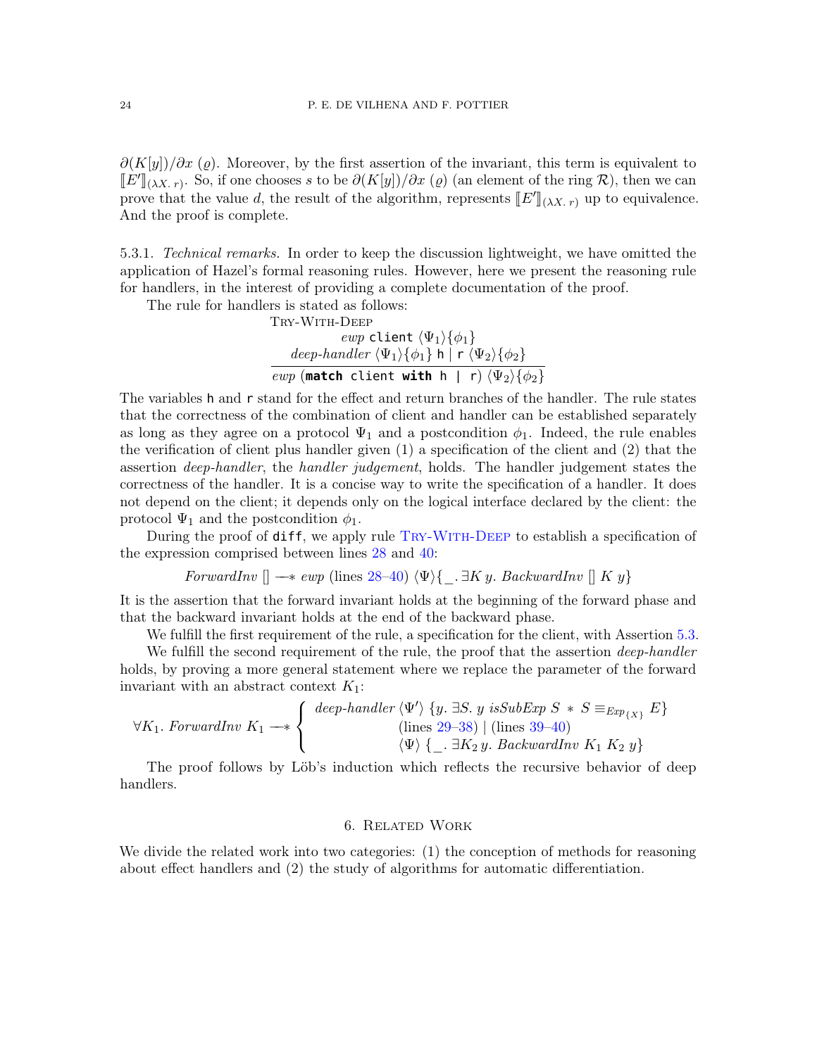$\partial(K[y])/\partial x\ (\varrho)$. Moreover, by the first assertion of the invariant, this term is equivalent to $[\![E']\!]_{(\lambda X.\ r)}$. So, if one chooses $s$ to be $\partial(K[y])/\partial x\ (\varrho)$ (an element of the ring $\mathcal{R}$), then we can prove that the value $d$, the result of the algorithm, represents $[\![E']\!]_{(\lambda X.\ r)}$ up to equivalence. And the proof is complete.

5.3.1. *Technical remarks.* In order to keep the discussion lightweight, we have omitted the application of Hazel's formal reasoning rules. However, here we present the reasoning rule for handlers, in the interest of providing a complete documentation of the proof.

The rule for handlers is stated as follows:

$$\textsc{Try-With-Deep}\qquad \frac{\begin{array}{c} \mathit{ewp}\ \texttt{client}\ \langle\Psi_1\rangle\{\phi_1\} \\ \mathit{deep\text{-}handler}\ \langle\Psi_1\rangle\{\phi_1\}\ \texttt{h}\ |\ \texttt{r}\ \langle\Psi_2\rangle\{\phi_2\} \end{array}}{\mathit{ewp}\ (\textbf{match}\ \texttt{client}\ \textbf{with}\ \texttt{h}\ |\ \texttt{r})\ \langle\Psi_2\rangle\{\phi_2\}}$$

The variables h and r stand for the effect and return branches of the handler. The rule states that the correctness of the combination of client and handler can be established separately as long as they agree on a protocol $\Psi_1$ and a postcondition $\phi_1$. Indeed, the rule enables the verification of client plus handler given (1) a specification of the client and (2) that the assertion *deep-handler*, the *handler judgement*, holds. The handler judgement states the correctness of the handler. It is a concise way to write the specification of a handler. It does not depend on the client; it depends only on the logical interface declared by the client: the protocol $\Psi_1$ and the postcondition $\phi_1$.

During the proof of diff, we apply rule Try-With-Deep to establish a specification of the expression comprised between lines 28 and 40:

$$\mathit{ForwardInv}\ []\ \text{−∗}\ \mathit{ewp}\ (\text{lines } 28\text{–}40)\ \langle\Psi\rangle\{\_.\ \exists K\ y.\ \mathit{BackwardInv}\ []\ K\ y\}$$

It is the assertion that the forward invariant holds at the beginning of the forward phase and that the backward invariant holds at the end of the backward phase.

We fulfill the first requirement of the rule, a specification for the client, with Assertion 5.3.

We fulfill the second requirement of the rule, the proof that the assertion *deep-handler* holds, by proving a more general statement where we replace the parameter of the forward invariant with an abstract context $K_1$:

$$\forall K_1.\ \mathit{ForwardInv}\ K_1\ \text{−∗} \left\{ \begin{array}{c} \mathit{deep\text{-}handler}\ \langle\Psi'\rangle\ \{y.\ \exists S.\ y\ \mathit{isSubExp}\ S\ *\ S \equiv_{\mathit{Exp}_{\{X\}}} E\} \\ (\text{lines } 29\text{–}38)\ |\ (\text{lines } 39\text{–}40) \\ \langle\Psi\rangle\ \{\_.\ \exists K_2\, y.\ \mathit{BackwardInv}\ K_1\ K_2\ y\} \end{array} \right.$$

The proof follows by Löb's induction which reflects the recursive behavior of deep handlers.

## 6. Related Work

We divide the related work into two categories: (1) the conception of methods for reasoning about effect handlers and (2) the study of algorithms for automatic differentiation.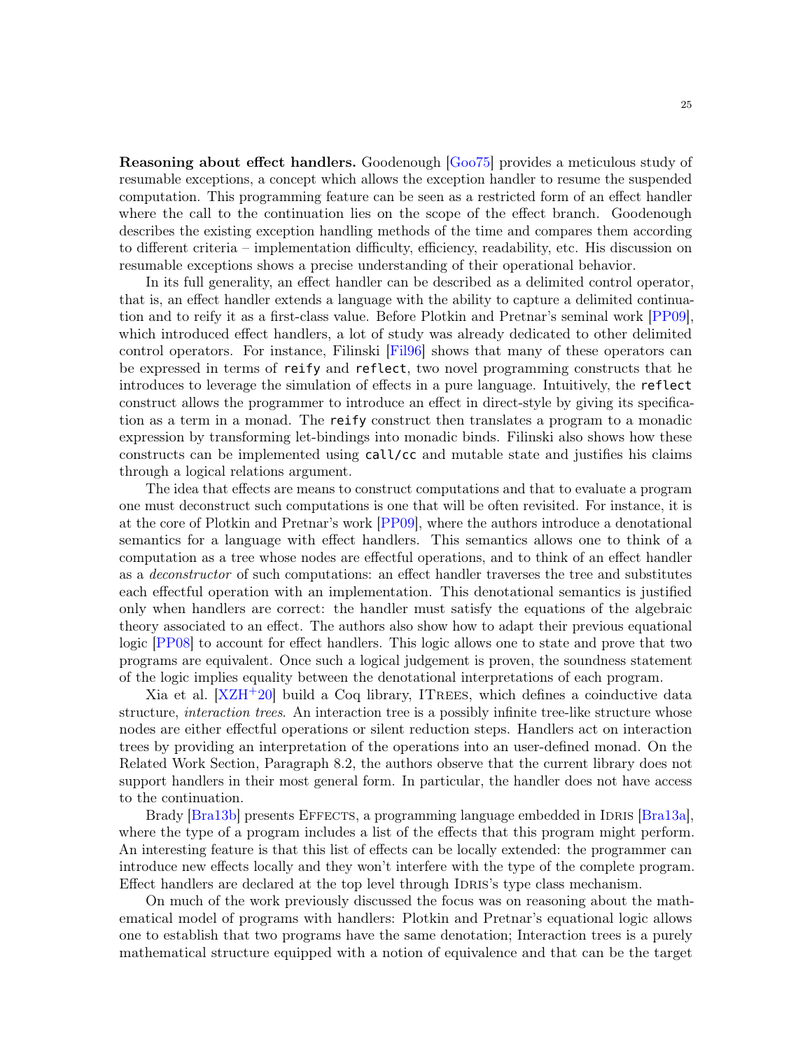**Reasoning about effect handlers.** Goodenough [Goo75] provides a meticulous study of resumable exceptions, a concept which allows the exception handler to resume the suspended computation. This programming feature can be seen as a restricted form of an effect handler where the call to the continuation lies on the scope of the effect branch. Goodenough describes the existing exception handling methods of the time and compares them according to different criteria – implementation difficulty, efficiency, readability, etc. His discussion on resumable exceptions shows a precise understanding of their operational behavior.

In its full generality, an effect handler can be described as a delimited control operator, that is, an effect handler extends a language with the ability to capture a delimited continuation and to reify it as a first-class value. Before Plotkin and Pretnar's seminal work [PP09], which introduced effect handlers, a lot of study was already dedicated to other delimited control operators. For instance, Filinski [Fil96] shows that many of these operators can be expressed in terms of `reify` and `reflect`, two novel programming constructs that he introduces to leverage the simulation of effects in a pure language. Intuitively, the `reflect` construct allows the programmer to introduce an effect in direct-style by giving its specification as a term in a monad. The `reify` construct then translates a program to a monadic expression by transforming let-bindings into monadic binds. Filinski also shows how these constructs can be implemented using `call/cc` and mutable state and justifies his claims through a logical relations argument.

The idea that effects are means to construct computations and that to evaluate a program one must deconstruct such computations is one that will be often revisited. For instance, it is at the core of Plotkin and Pretnar's work [PP09], where the authors introduce a denotational semantics for a language with effect handlers. This semantics allows one to think of a computation as a tree whose nodes are effectful operations, and to think of an effect handler as a *deconstructor* of such computations: an effect handler traverses the tree and substitutes each effectful operation with an implementation. This denotational semantics is justified only when handlers are correct: the handler must satisfy the equations of the algebraic theory associated to an effect. The authors also show how to adapt their previous equational logic [PP08] to account for effect handlers. This logic allows one to state and prove that two programs are equivalent. Once such a logical judgement is proven, the soundness statement of the logic implies equality between the denotational interpretations of each program.

Xia et al. [XZH+20] build a Coq library, ITrees, which defines a coinductive data structure, *interaction trees*. An interaction tree is a possibly infinite tree-like structure whose nodes are either effectful operations or silent reduction steps. Handlers act on interaction trees by providing an interpretation of the operations into an user-defined monad. On the Related Work Section, Paragraph 8.2, the authors observe that the current library does not support handlers in their most general form. In particular, the handler does not have access to the continuation.

Brady [Bra13b] presents Effects, a programming language embedded in Idris [Bra13a], where the type of a program includes a list of the effects that this program might perform. An interesting feature is that this list of effects can be locally extended: the programmer can introduce new effects locally and they won't interfere with the type of the complete program. Effect handlers are declared at the top level through Idris's type class mechanism.

On much of the work previously discussed the focus was on reasoning about the mathematical model of programs with handlers: Plotkin and Pretnar's equational logic allows one to establish that two programs have the same denotation; Interaction trees is a purely mathematical structure equipped with a notion of equivalence and that can be the target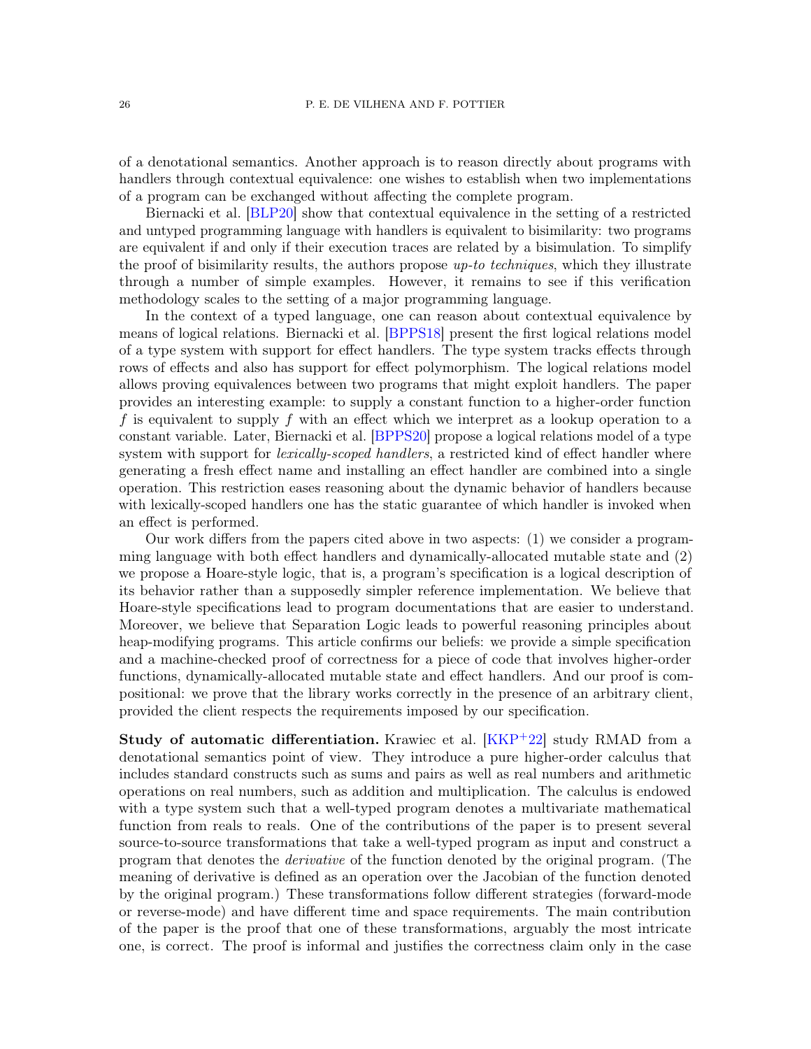of a denotational semantics. Another approach is to reason directly about programs with handlers through contextual equivalence: one wishes to establish when two implementations of a program can be exchanged without affecting the complete program.

Biernacki et al. [BLP20] show that contextual equivalence in the setting of a restricted and untyped programming language with handlers is equivalent to bisimilarity: two programs are equivalent if and only if their execution traces are related by a bisimulation. To simplify the proof of bisimilarity results, the authors propose *up-to techniques*, which they illustrate through a number of simple examples. However, it remains to see if this verification methodology scales to the setting of a major programming language.

In the context of a typed language, one can reason about contextual equivalence by means of logical relations. Biernacki et al. [BPPS18] present the first logical relations model of a type system with support for effect handlers. The type system tracks effects through rows of effects and also has support for effect polymorphism. The logical relations model allows proving equivalences between two programs that might exploit handlers. The paper provides an interesting example: to supply a constant function to a higher-order function $f$ is equivalent to supply $f$ with an effect which we interpret as a lookup operation to a constant variable. Later, Biernacki et al. [BPPS20] propose a logical relations model of a type system with support for *lexically-scoped handlers*, a restricted kind of effect handler where generating a fresh effect name and installing an effect handler are combined into a single operation. This restriction eases reasoning about the dynamic behavior of handlers because with lexically-scoped handlers one has the static guarantee of which handler is invoked when an effect is performed.

Our work differs from the papers cited above in two aspects: (1) we consider a programming language with both effect handlers and dynamically-allocated mutable state and (2) we propose a Hoare-style logic, that is, a program's specification is a logical description of its behavior rather than a supposedly simpler reference implementation. We believe that Hoare-style specifications lead to program documentations that are easier to understand. Moreover, we believe that Separation Logic leads to powerful reasoning principles about heap-modifying programs. This article confirms our beliefs: we provide a simple specification and a machine-checked proof of correctness for a piece of code that involves higher-order functions, dynamically-allocated mutable state and effect handlers. And our proof is compositional: we prove that the library works correctly in the presence of an arbitrary client, provided the client respects the requirements imposed by our specification.

**Study of automatic differentiation.** Krawiec et al. [KKP+22] study RMAD from a denotational semantics point of view. They introduce a pure higher-order calculus that includes standard constructs such as sums and pairs as well as real numbers and arithmetic operations on real numbers, such as addition and multiplication. The calculus is endowed with a type system such that a well-typed program denotes a multivariate mathematical function from reals to reals. One of the contributions of the paper is to present several source-to-source transformations that take a well-typed program as input and construct a program that denotes the *derivative* of the function denoted by the original program. (The meaning of derivative is defined as an operation over the Jacobian of the function denoted by the original program.) These transformations follow different strategies (forward-mode or reverse-mode) and have different time and space requirements. The main contribution of the paper is the proof that one of these transformations, arguably the most intricate one, is correct. The proof is informal and justifies the correctness claim only in the case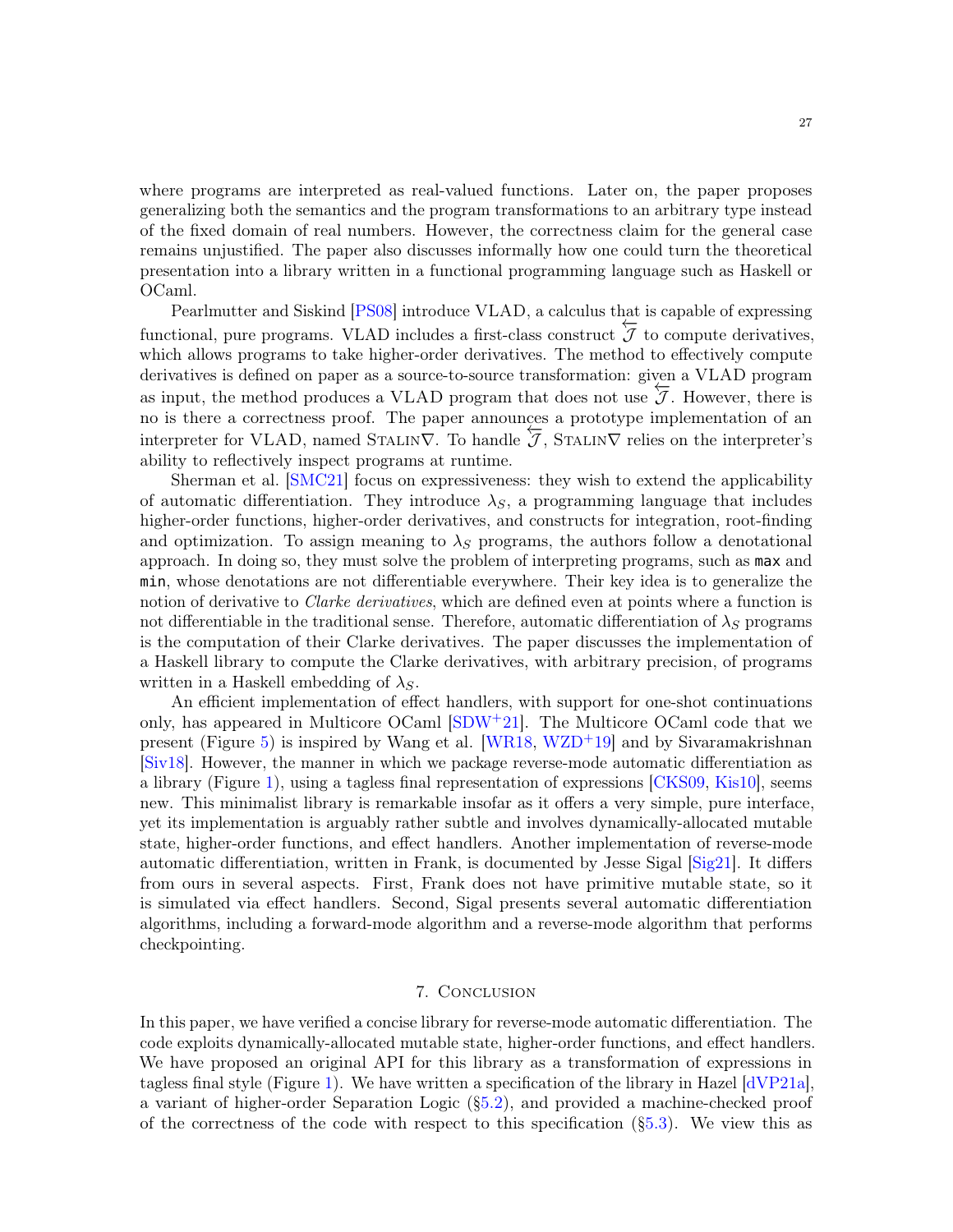where programs are interpreted as real-valued functions. Later on, the paper proposes generalizing both the semantics and the program transformations to an arbitrary type instead of the fixed domain of real numbers. However, the correctness claim for the general case remains unjustified. The paper also discusses informally how one could turn the theoretical presentation into a library written in a functional programming language such as Haskell or OCaml.

Pearlmutter and Siskind [PS08] introduce VLAD, a calculus that is capable of expressing functional, pure programs. VLAD includes a first-class construct $\overleftarrow{\mathcal{J}}$ to compute derivatives, which allows programs to take higher-order derivatives. The method to effectively compute derivatives is defined on paper as a source-to-source transformation: given a VLAD program as input, the method produces a VLAD program that does not use $\overleftarrow{\mathcal{J}}$. However, there is no is there a correctness proof. The paper announces a prototype implementation of an interpreter for VLAD, named STALIN$\nabla$. To handle $\overleftarrow{\mathcal{J}}$, STALIN$\nabla$ relies on the interpreter's ability to reflectively inspect programs at runtime.

Sherman et al. [SMC21] focus on expressiveness: they wish to extend the applicability of automatic differentiation. They introduce $\lambda_S$, a programming language that includes higher-order functions, higher-order derivatives, and constructs for integration, root-finding and optimization. To assign meaning to $\lambda_S$ programs, the authors follow a denotational approach. In doing so, they must solve the problem of interpreting programs, such as `max` and `min`, whose denotations are not differentiable everywhere. Their key idea is to generalize the notion of derivative to *Clarke derivatives*, which are defined even at points where a function is not differentiable in the traditional sense. Therefore, automatic differentiation of $\lambda_S$ programs is the computation of their Clarke derivatives. The paper discusses the implementation of a Haskell library to compute the Clarke derivatives, with arbitrary precision, of programs written in a Haskell embedding of $\lambda_S$.

An efficient implementation of effect handlers, with support for one-shot continuations only, has appeared in Multicore OCaml [SDW+21]. The Multicore OCaml code that we present (Figure 5) is inspired by Wang et al. [WR18, WZD+19] and by Sivaramakrishnan [Siv18]. However, the manner in which we package reverse-mode automatic differentiation as a library (Figure 1), using a tagless final representation of expressions [CKS09, Kis10], seems new. This minimalist library is remarkable insofar as it offers a very simple, pure interface, yet its implementation is arguably rather subtle and involves dynamically-allocated mutable state, higher-order functions, and effect handlers. Another implementation of reverse-mode automatic differentiation, written in Frank, is documented by Jesse Sigal [Sig21]. It differs from ours in several aspects. First, Frank does not have primitive mutable state, so it is simulated via effect handlers. Second, Sigal presents several automatic differentiation algorithms, including a forward-mode algorithm and a reverse-mode algorithm that performs checkpointing.

## 7. Conclusion

In this paper, we have verified a concise library for reverse-mode automatic differentiation. The code exploits dynamically-allocated mutable state, higher-order functions, and effect handlers. We have proposed an original API for this library as a transformation of expressions in tagless final style (Figure 1). We have written a specification of the library in Hazel [dVP21a], a variant of higher-order Separation Logic (§5.2), and provided a machine-checked proof of the correctness of the code with respect to this specification (§5.3). We view this as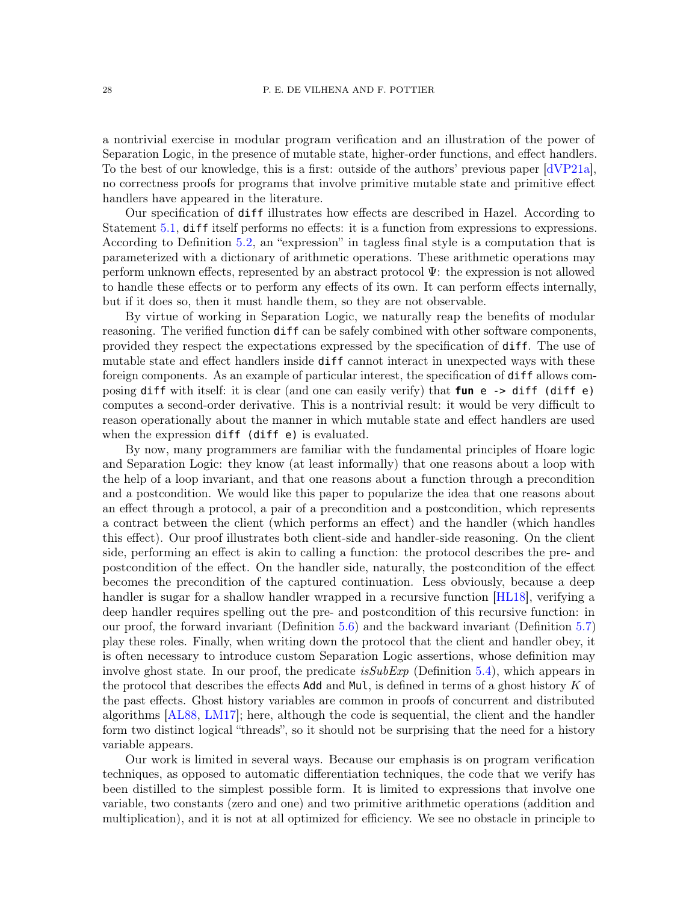a nontrivial exercise in modular program verification and an illustration of the power of Separation Logic, in the presence of mutable state, higher-order functions, and effect handlers. To the best of our knowledge, this is a first: outside of the authors' previous paper [dVP21a], no correctness proofs for programs that involve primitive mutable state and primitive effect handlers have appeared in the literature.

Our specification of `diff` illustrates how effects are described in Hazel. According to Statement 5.1, `diff` itself performs no effects: it is a function from expressions to expressions. According to Definition 5.2, an "expression" in tagless final style is a computation that is parameterized with a dictionary of arithmetic operations. These arithmetic operations may perform unknown effects, represented by an abstract protocol $\Psi$: the expression is not allowed to handle these effects or to perform any effects of its own. It can perform effects internally, but if it does so, then it must handle them, so they are not observable.

By virtue of working in Separation Logic, we naturally reap the benefits of modular reasoning. The verified function `diff` can be safely combined with other software components, provided they respect the expectations expressed by the specification of `diff`. The use of mutable state and effect handlers inside `diff` cannot interact in unexpected ways with these foreign components. As an example of particular interest, the specification of `diff` allows composing `diff` with itself: it is clear (and one can easily verify) that `fun e -> diff (diff e)` computes a second-order derivative. This is a nontrivial result: it would be very difficult to reason operationally about the manner in which mutable state and effect handlers are used when the expression `diff (diff e)` is evaluated.

By now, many programmers are familiar with the fundamental principles of Hoare logic and Separation Logic: they know (at least informally) that one reasons about a loop with the help of a loop invariant, and that one reasons about a function through a precondition and a postcondition. We would like this paper to popularize the idea that one reasons about an effect through a protocol, a pair of a precondition and a postcondition, which represents a contract between the client (which performs an effect) and the handler (which handles this effect). Our proof illustrates both client-side and handler-side reasoning. On the client side, performing an effect is akin to calling a function: the protocol describes the pre- and postcondition of the effect. On the handler side, naturally, the postcondition of the effect becomes the precondition of the captured continuation. Less obviously, because a deep handler is sugar for a shallow handler wrapped in a recursive function [HL18], verifying a deep handler requires spelling out the pre- and postcondition of this recursive function: in our proof, the forward invariant (Definition 5.6) and the backward invariant (Definition 5.7) play these roles. Finally, when writing down the protocol that the client and handler obey, it is often necessary to introduce custom Separation Logic assertions, whose definition may involve ghost state. In our proof, the predicate *isSubExp* (Definition 5.4), which appears in the protocol that describes the effects `Add` and `Mul`, is defined in terms of a ghost history $K$ of the past effects. Ghost history variables are common in proofs of concurrent and distributed algorithms [AL88, LM17]; here, although the code is sequential, the client and the handler form two distinct logical "threads", so it should not be surprising that the need for a history variable appears.

Our work is limited in several ways. Because our emphasis is on program verification techniques, as opposed to automatic differentiation techniques, the code that we verify has been distilled to the simplest possible form. It is limited to expressions that involve one variable, two constants (zero and one) and two primitive arithmetic operations (addition and multiplication), and it is not at all optimized for efficiency. We see no obstacle in principle to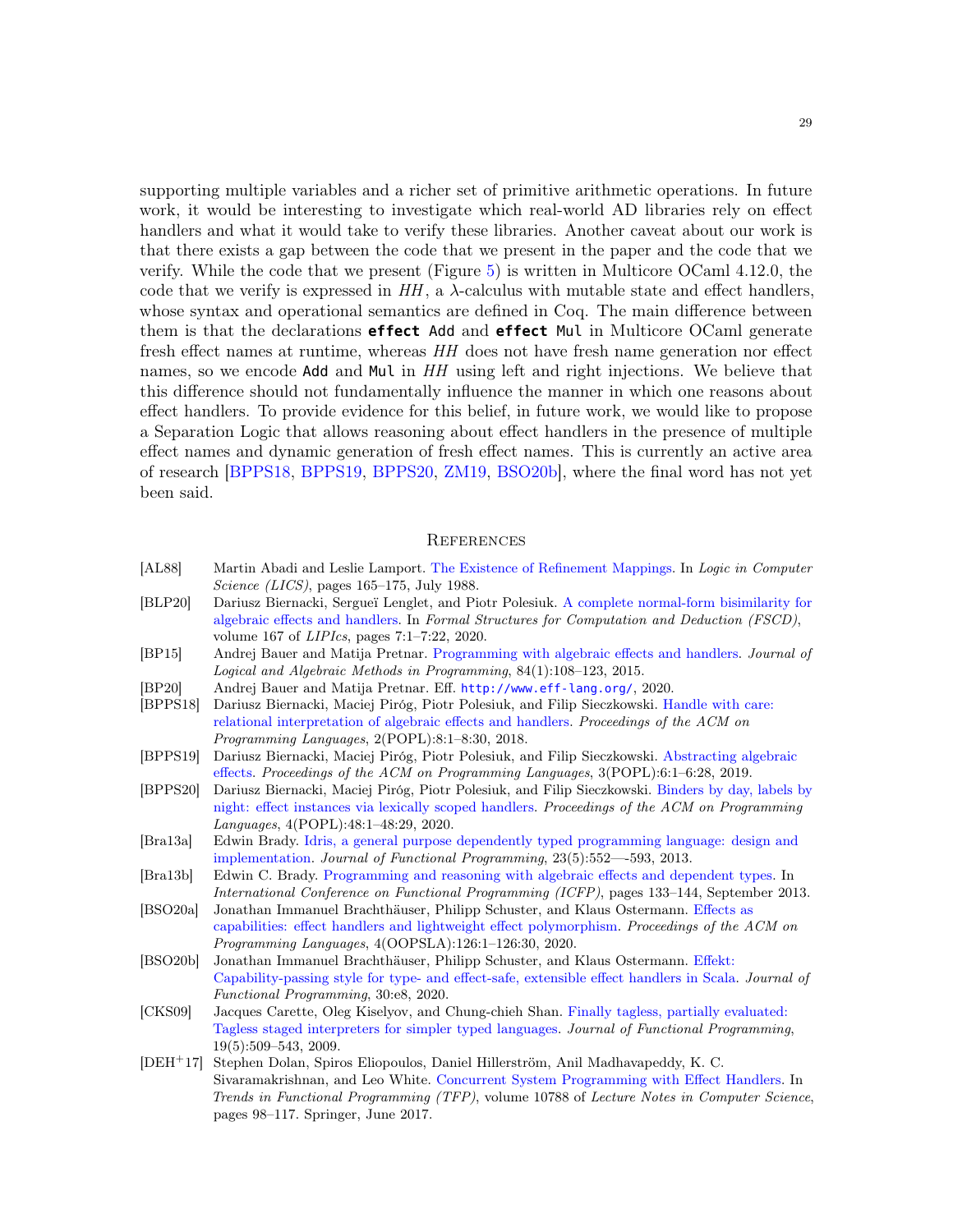supporting multiple variables and a richer set of primitive arithmetic operations. In future work, it would be interesting to investigate which real-world AD libraries rely on effect handlers and what it would take to verify these libraries. Another caveat about our work is that there exists a gap between the code that we present in the paper and the code that we verify. While the code that we present (Figure 5) is written in Multicore OCaml 4.12.0, the code that we verify is expressed in *HH*, a λ-calculus with mutable state and effect handlers, whose syntax and operational semantics are defined in Coq. The main difference between them is that the declarations **effect** `Add` and **effect** `Mul` in Multicore OCaml generate fresh effect names at runtime, whereas *HH* does not have fresh name generation nor effect names, so we encode `Add` and `Mul` in *HH* using left and right injections. We believe that this difference should not fundamentally influence the manner in which one reasons about effect handlers. To provide evidence for this belief, in future work, we would like to propose a Separation Logic that allows reasoning about effect handlers in the presence of multiple effect names and dynamic generation of fresh effect names. This is currently an active area of research [BPPS18, BPPS19, BPPS20, ZM19, BSO20b], where the final word has not yet been said.

## References

- [AL88] Martin Abadi and Leslie Lamport. The Existence of Refinement Mappings. In *Logic in Computer Science (LICS)*, pages 165–175, July 1988.
- [BLP20] Dariusz Biernacki, Sergueï Lenglet, and Piotr Polesiuk. A complete normal-form bisimilarity for algebraic effects and handlers. In *Formal Structures for Computation and Deduction (FSCD)*, volume 167 of *LIPIcs*, pages 7:1–7:22, 2020.
- [BP15] Andrej Bauer and Matija Pretnar. Programming with algebraic effects and handlers. *Journal of Logical and Algebraic Methods in Programming*, 84(1):108–123, 2015.
- [BP20] Andrej Bauer and Matija Pretnar. Eff. `http://www.eff-lang.org/`, 2020.
- [BPPS18] Dariusz Biernacki, Maciej Piróg, Piotr Polesiuk, and Filip Sieczkowski. Handle with care: relational interpretation of algebraic effects and handlers. *Proceedings of the ACM on Programming Languages*, 2(POPL):8:1–8:30, 2018.
- [BPPS19] Dariusz Biernacki, Maciej Piróg, Piotr Polesiuk, and Filip Sieczkowski. Abstracting algebraic effects. *Proceedings of the ACM on Programming Languages*, 3(POPL):6:1–6:28, 2019.
- [BPPS20] Dariusz Biernacki, Maciej Piróg, Piotr Polesiuk, and Filip Sieczkowski. Binders by day, labels by night: effect instances via lexically scoped handlers. *Proceedings of the ACM on Programming Languages*, 4(POPL):48:1–48:29, 2020.
- [Bra13a] Edwin Brady. Idris, a general purpose dependently typed programming language: design and implementation. *Journal of Functional Programming*, 23(5):552—-593, 2013.
- [Bra13b] Edwin C. Brady. Programming and reasoning with algebraic effects and dependent types. In *International Conference on Functional Programming (ICFP)*, pages 133–144, September 2013.
- [BSO20a] Jonathan Immanuel Brachthäuser, Philipp Schuster, and Klaus Ostermann. Effects as capabilities: effect handlers and lightweight effect polymorphism. *Proceedings of the ACM on Programming Languages*, 4(OOPSLA):126:1–126:30, 2020.
- [BSO20b] Jonathan Immanuel Brachthäuser, Philipp Schuster, and Klaus Ostermann. Effekt: Capability-passing style for type- and effect-safe, extensible effect handlers in Scala. *Journal of Functional Programming*, 30:e8, 2020.
- [CKS09] Jacques Carette, Oleg Kiselyov, and Chung-chieh Shan. Finally tagless, partially evaluated: Tagless staged interpreters for simpler typed languages. *Journal of Functional Programming*, 19(5):509–543, 2009.
- [DEH+17] Stephen Dolan, Spiros Eliopoulos, Daniel Hillerström, Anil Madhavapeddy, K. C. Sivaramakrishnan, and Leo White. Concurrent System Programming with Effect Handlers. In *Trends in Functional Programming (TFP)*, volume 10788 of *Lecture Notes in Computer Science*, pages 98–117. Springer, June 2017.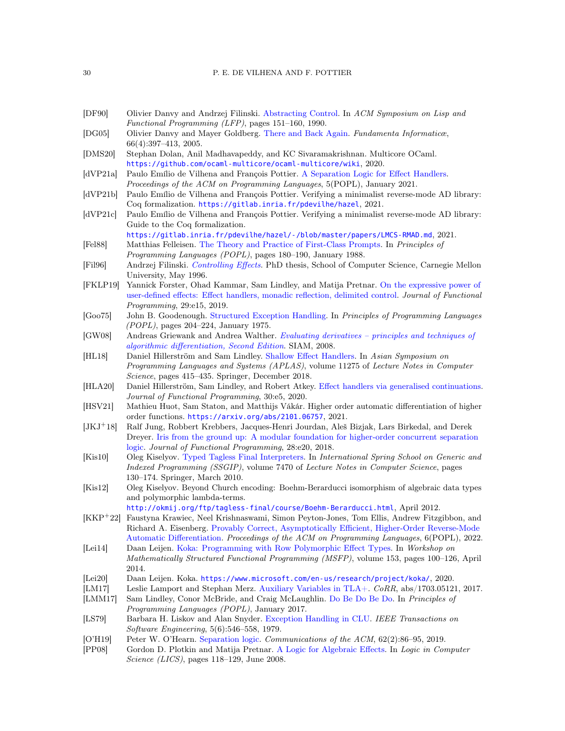[DF90] Olivier Danvy and Andrzej Filinski. Abstracting Control. In *ACM Symposium on Lisp and Functional Programming (LFP)*, pages 151–160, 1990.

[DG05] Olivier Danvy and Mayer Goldberg. There and Back Again. *Fundamenta Informaticæ*, 66(4):397–413, 2005.

[DMS20] Stephan Dolan, Anil Madhavapeddy, and KC Sivaramakrishnan. Multicore OCaml. `https://github.com/ocaml-multicore/ocaml-multicore/wiki`, 2020.

[dVP21a] Paulo Emílio de Vilhena and François Pottier. A Separation Logic for Effect Handlers. *Proceedings of the ACM on Programming Languages*, 5(POPL), January 2021.

[dVP21b] Paulo Emílio de Vilhena and François Pottier. Verifying a minimalist reverse-mode AD library: Coq formalization. `https://gitlab.inria.fr/pdevilhe/hazel`, 2021.

[dVP21c] Paulo Emílio de Vilhena and François Pottier. Verifying a minimalist reverse-mode AD library: Guide to the Coq formalization. `https://gitlab.inria.fr/pdevilhe/hazel/-/blob/master/papers/LMCS-RMAD.md`, 2021.

[Fel88] Matthias Felleisen. The Theory and Practice of First-Class Prompts. In *Principles of Programming Languages (POPL)*, pages 180–190, January 1988.

[Fil96] Andrzej Filinski. *Controlling Effects*. PhD thesis, School of Computer Science, Carnegie Mellon University, May 1996.

[FKLP19] Yannick Forster, Ohad Kammar, Sam Lindley, and Matija Pretnar. On the expressive power of user-defined effects: Effect handlers, monadic reflection, delimited control. *Journal of Functional Programming*, 29:e15, 2019.

[Goo75] John B. Goodenough. Structured Exception Handling. In *Principles of Programming Languages (POPL)*, pages 204–224, January 1975.

[GW08] Andreas Griewank and Andrea Walther. *Evaluating derivatives – principles and techniques of algorithmic differentiation, Second Edition*. SIAM, 2008.

[HL18] Daniel Hillerström and Sam Lindley. Shallow Effect Handlers. In *Asian Symposium on Programming Languages and Systems (APLAS)*, volume 11275 of *Lecture Notes in Computer Science*, pages 415–435. Springer, December 2018.

[HLA20] Daniel Hillerström, Sam Lindley, and Robert Atkey. Effect handlers via generalised continuations. *Journal of Functional Programming*, 30:e5, 2020.

[HSV21] Mathieu Huot, Sam Staton, and Matthijs Vákár. Higher order automatic differentiation of higher order functions. `https://arxiv.org/abs/2101.06757`, 2021.

[JKJ+18] Ralf Jung, Robbert Krebbers, Jacques-Henri Jourdan, Aleš Bizjak, Lars Birkedal, and Derek Dreyer. Iris from the ground up: A modular foundation for higher-order concurrent separation logic. *Journal of Functional Programming*, 28:e20, 2018.

[Kis10] Oleg Kiselyov. Typed Tagless Final Interpreters. In *International Spring School on Generic and Indexed Programming (SSGIP)*, volume 7470 of *Lecture Notes in Computer Science*, pages 130–174. Springer, March 2010.

[Kis12] Oleg Kiselyov. Beyond Church encoding: Boehm-Berarducci isomorphism of algebraic data types and polymorphic lambda-terms. `http://okmij.org/ftp/tagless-final/course/Boehm-Berarducci.html`, April 2012.

[KKP+22] Faustyna Krawiec, Neel Krishnaswami, Simon Peyton-Jones, Tom Ellis, Andrew Fitzgibbon, and Richard A. Eisenberg. Provably Correct, Asymptotically Efficient, Higher-Order Reverse-Mode Automatic Differentiation. *Proceedings of the ACM on Programming Languages*, 6(POPL), 2022.

[Lei14] Daan Leijen. Koka: Programming with Row Polymorphic Effect Types. In *Workshop on Mathematically Structured Functional Programming (MSFP)*, volume 153, pages 100–126, April 2014.

[Lei20] Daan Leijen. Koka. `https://www.microsoft.com/en-us/research/project/koka/`, 2020.

[LM17] Leslie Lamport and Stephan Merz. Auxiliary Variables in TLA+. *CoRR*, abs/1703.05121, 2017.

[LMM17] Sam Lindley, Conor McBride, and Craig McLaughlin. Do Be Do Be Do. In *Principles of Programming Languages (POPL)*, January 2017.

[LS79] Barbara H. Liskov and Alan Snyder. Exception Handling in CLU. *IEEE Transactions on Software Engineering*, 5(6):546–558, 1979.

[O'H19] Peter W. O'Hearn. Separation logic. *Communications of the ACM*, 62(2):86–95, 2019.

[PP08] Gordon D. Plotkin and Matija Pretnar. A Logic for Algebraic Effects. In *Logic in Computer Science (LICS)*, pages 118–129, June 2008.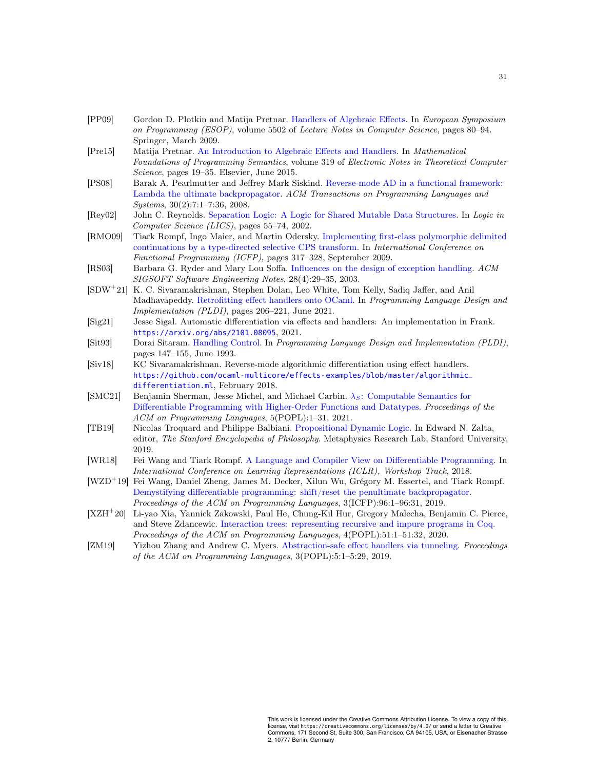[PP09] Gordon D. Plotkin and Matija Pretnar. Handlers of Algebraic Effects. In *European Symposium on Programming (ESOP)*, volume 5502 of *Lecture Notes in Computer Science*, pages 80–94. Springer, March 2009.

[Pre15] Matija Pretnar. An Introduction to Algebraic Effects and Handlers. In *Mathematical Foundations of Programming Semantics*, volume 319 of *Electronic Notes in Theoretical Computer Science*, pages 19–35. Elsevier, June 2015.

[PS08] Barak A. Pearlmutter and Jeffrey Mark Siskind. Reverse-mode AD in a functional framework: Lambda the ultimate backpropagator. *ACM Transactions on Programming Languages and Systems*, 30(2):7:1–7:36, 2008.

[Rey02] John C. Reynolds. Separation Logic: A Logic for Shared Mutable Data Structures. In *Logic in Computer Science (LICS)*, pages 55–74, 2002.

[RMO09] Tiark Rompf, Ingo Maier, and Martin Odersky. Implementing first-class polymorphic delimited continuations by a type-directed selective CPS transform. In *International Conference on Functional Programming (ICFP)*, pages 317–328, September 2009.

[RS03] Barbara G. Ryder and Mary Lou Soffa. Influences on the design of exception handling. *ACM SIGSOFT Software Engineering Notes*, 28(4):29–35, 2003.

[SDW+21] K. C. Sivaramakrishnan, Stephen Dolan, Leo White, Tom Kelly, Sadiq Jaffer, and Anil Madhavapeddy. Retrofitting effect handlers onto OCaml. In *Programming Language Design and Implementation (PLDI)*, pages 206–221, June 2021.

[Sig21] Jesse Sigal. Automatic differentiation via effects and handlers: An implementation in Frank. `https://arxiv.org/abs/2101.08095`, 2021.

[Sit93] Dorai Sitaram. Handling Control. In *Programming Language Design and Implementation (PLDI)*, pages 147–155, June 1993.

[Siv18] KC Sivaramakrishnan. Reverse-mode algorithmic differentiation using effect handlers. `https://github.com/ocaml-multicore/effects-examples/blob/master/algorithmic_differentiation.ml`, February 2018.

[SMC21] Benjamin Sherman, Jesse Michel, and Michael Carbin. $\lambda_S$: Computable Semantics for Differentiable Programming with Higher-Order Functions and Datatypes. *Proceedings of the ACM on Programming Languages*, 5(POPL):1–31, 2021.

[TB19] Nicolas Troquard and Philippe Balbiani. Propositional Dynamic Logic. In Edward N. Zalta, editor, *The Stanford Encyclopedia of Philosophy*. Metaphysics Research Lab, Stanford University, 2019.

[WR18] Fei Wang and Tiark Rompf. A Language and Compiler View on Differentiable Programming. In *International Conference on Learning Representations (ICLR), Workshop Track*, 2018.

[WZD+19] Fei Wang, Daniel Zheng, James M. Decker, Xilun Wu, Grégory M. Essertel, and Tiark Rompf. Demystifying differentiable programming: shift/reset the penultimate backpropagator. *Proceedings of the ACM on Programming Languages*, 3(ICFP):96:1–96:31, 2019.

[XZH+20] Li-yao Xia, Yannick Zakowski, Paul He, Chung-Kil Hur, Gregory Malecha, Benjamin C. Pierce, and Steve Zdancewic. Interaction trees: representing recursive and impure programs in Coq. *Proceedings of the ACM on Programming Languages*, 4(POPL):51:1–51:32, 2020.

[ZM19] Yizhou Zhang and Andrew C. Myers. Abstraction-safe effect handlers via tunneling. *Proceedings of the ACM on Programming Languages*, 3(POPL):5:1–5:29, 2019.

This work is licensed under the Creative Commons Attribution License. To view a copy of this license, visit `https://creativecommons.org/licenses/by/4.0/` or send a letter to Creative Commons, 171 Second St, Suite 300, San Francisco, CA 94105, USA, or Eisenacher Strasse 2, 10777 Berlin, Germany